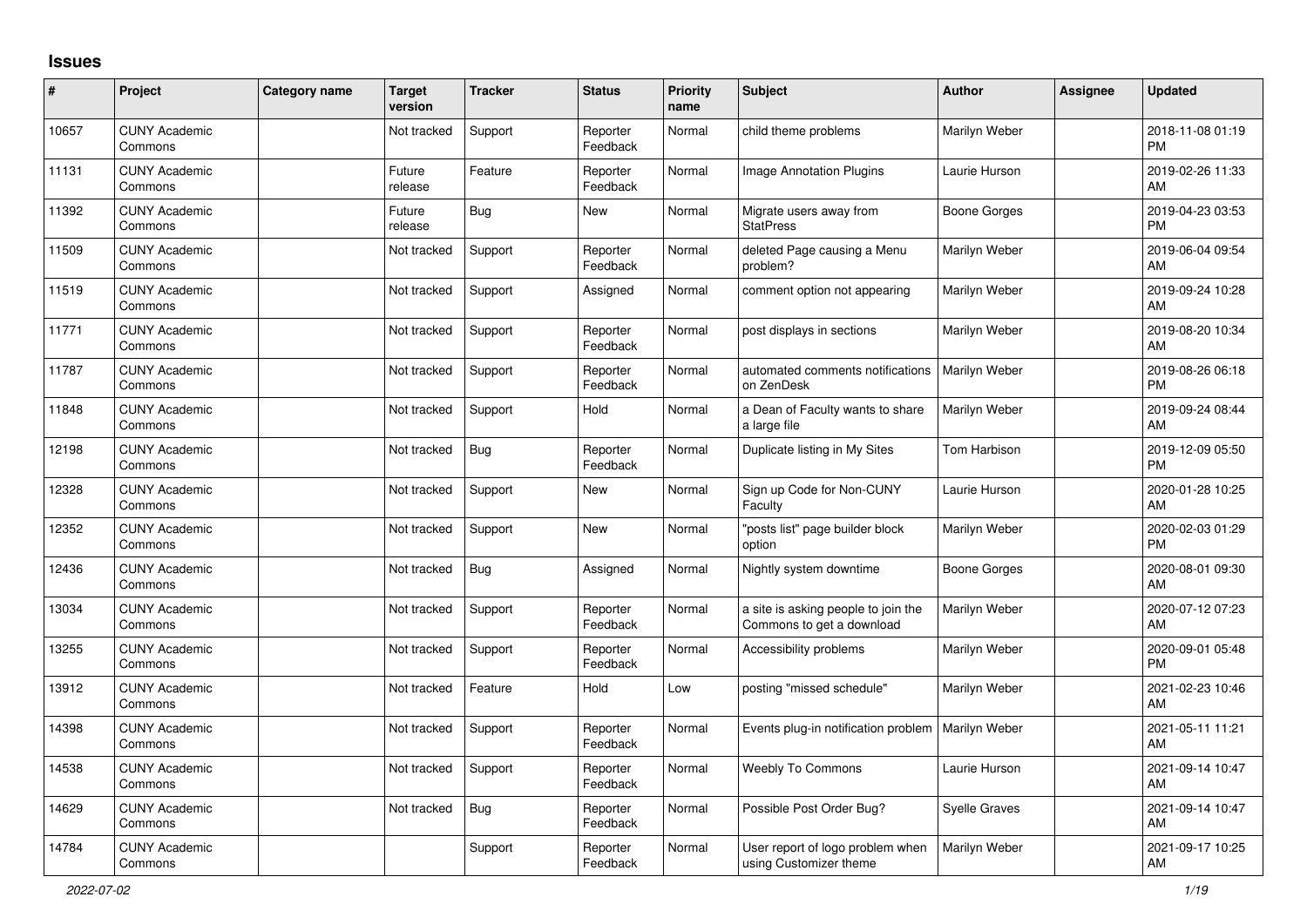## Issues

| # | Project | Category name | Target version | Tracker | Status | Priority name | Subject | Author | Assignee | Updated |
|---|---|---|---|---|---|---|---|---|---|---|
| 10657 | CUNY Academic Commons | | Not tracked | Support | Reporter Feedback | Normal | child theme problems | Marilyn Weber | | 2018-11-08 01:19 PM |
| 11131 | CUNY Academic Commons | | Future release | Feature | Reporter Feedback | Normal | Image Annotation Plugins | Laurie Hurson | | 2019-02-26 11:33 AM |
| 11392 | CUNY Academic Commons | | Future release | Bug | New | Normal | Migrate users away from StatPress | Boone Gorges | | 2019-04-23 03:53 PM |
| 11509 | CUNY Academic Commons | | Not tracked | Support | Reporter Feedback | Normal | deleted Page causing a Menu problem? | Marilyn Weber | | 2019-06-04 09:54 AM |
| 11519 | CUNY Academic Commons | | Not tracked | Support | Assigned | Normal | comment option not appearing | Marilyn Weber | | 2019-09-24 10:28 AM |
| 11771 | CUNY Academic Commons | | Not tracked | Support | Reporter Feedback | Normal | post displays in sections | Marilyn Weber | | 2019-08-20 10:34 AM |
| 11787 | CUNY Academic Commons | | Not tracked | Support | Reporter Feedback | Normal | automated comments notifications on ZenDesk | Marilyn Weber | | 2019-08-26 06:18 PM |
| 11848 | CUNY Academic Commons | | Not tracked | Support | Hold | Normal | a Dean of Faculty wants to share a large file | Marilyn Weber | | 2019-09-24 08:44 AM |
| 12198 | CUNY Academic Commons | | Not tracked | Bug | Reporter Feedback | Normal | Duplicate listing in My Sites | Tom Harbison | | 2019-12-09 05:50 PM |
| 12328 | CUNY Academic Commons | | Not tracked | Support | New | Normal | Sign up Code for Non-CUNY Faculty | Laurie Hurson | | 2020-01-28 10:25 AM |
| 12352 | CUNY Academic Commons | | Not tracked | Support | New | Normal | "posts list" page builder block option | Marilyn Weber | | 2020-02-03 01:29 PM |
| 12436 | CUNY Academic Commons | | Not tracked | Bug | Assigned | Normal | Nightly system downtime | Boone Gorges | | 2020-08-01 09:30 AM |
| 13034 | CUNY Academic Commons | | Not tracked | Support | Reporter Feedback | Normal | a site is asking people to join the Commons to get a download | Marilyn Weber | | 2020-07-12 07:23 AM |
| 13255 | CUNY Academic Commons | | Not tracked | Support | Reporter Feedback | Normal | Accessibility problems | Marilyn Weber | | 2020-09-01 05:48 PM |
| 13912 | CUNY Academic Commons | | Not tracked | Feature | Hold | Low | posting "missed schedule" | Marilyn Weber | | 2021-02-23 10:46 AM |
| 14398 | CUNY Academic Commons | | Not tracked | Support | Reporter Feedback | Normal | Events plug-in notification problem | Marilyn Weber | | 2021-05-11 11:21 AM |
| 14538 | CUNY Academic Commons | | Not tracked | Support | Reporter Feedback | Normal | Weebly To Commons | Laurie Hurson | | 2021-09-14 10:47 AM |
| 14629 | CUNY Academic Commons | | Not tracked | Bug | Reporter Feedback | Normal | Possible Post Order Bug? | Syelle Graves | | 2021-09-14 10:47 AM |
| 14784 | CUNY Academic Commons | | | Support | Reporter Feedback | Normal | User report of logo problem when using Customizer theme | Marilyn Weber | | 2021-09-17 10:25 AM |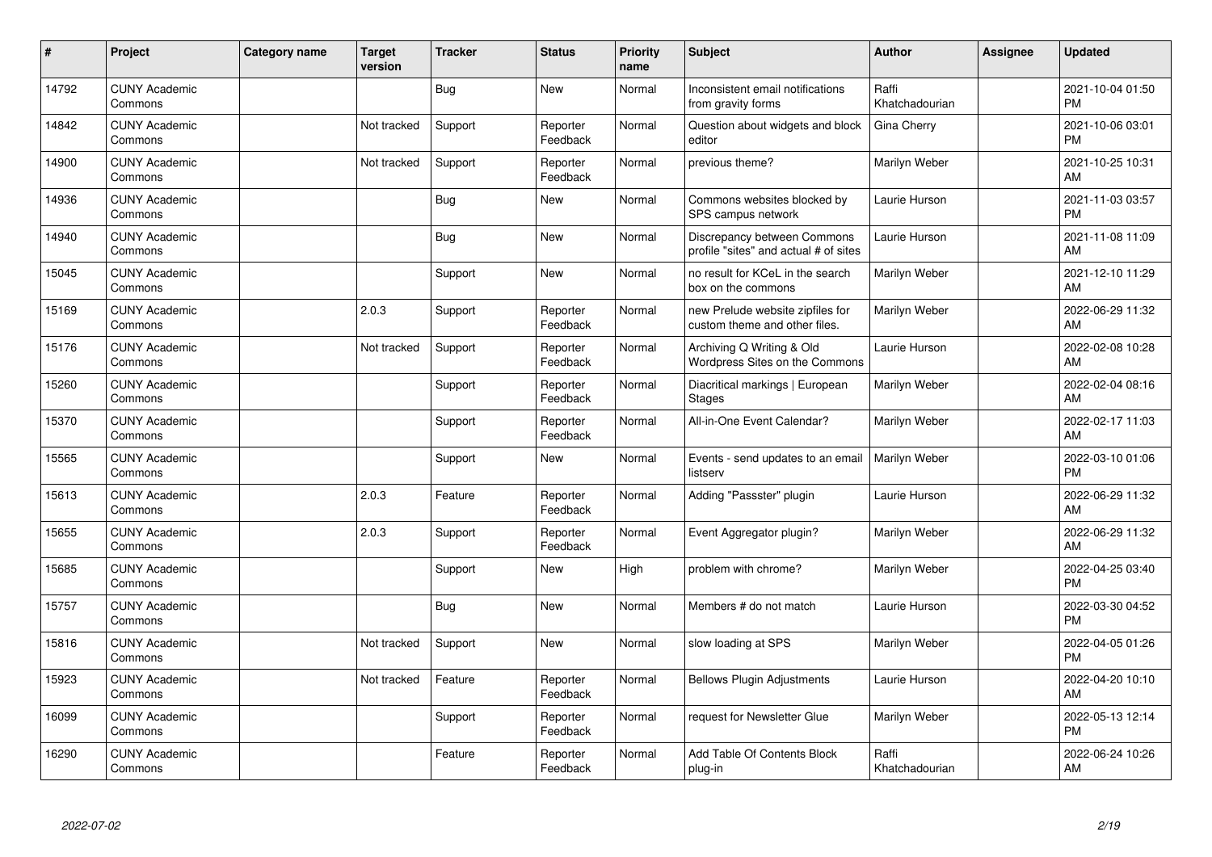| # | Project | Category name | Target version | Tracker | Status | Priority name | Subject | Author | Assignee | Updated |
|---|---|---|---|---|---|---|---|---|---|---|
| 14792 | CUNY Academic Commons | | | Bug | New | Normal | Inconsistent email notifications from gravity forms | Raffi Khatchadourian | | 2021-10-04 01:50 PM |
| 14842 | CUNY Academic Commons | | Not tracked | Support | Reporter Feedback | Normal | Question about widgets and block editor | Gina Cherry | | 2021-10-06 03:01 PM |
| 14900 | CUNY Academic Commons | | Not tracked | Support | Reporter Feedback | Normal | previous theme? | Marilyn Weber | | 2021-10-25 10:31 AM |
| 14936 | CUNY Academic Commons | | | Bug | New | Normal | Commons websites blocked by SPS campus network | Laurie Hurson | | 2021-11-03 03:57 PM |
| 14940 | CUNY Academic Commons | | | Bug | New | Normal | Discrepancy between Commons profile "sites" and actual # of sites | Laurie Hurson | | 2021-11-08 11:09 AM |
| 15045 | CUNY Academic Commons | | | Support | New | Normal | no result for KCeL in the search box on the commons | Marilyn Weber | | 2021-12-10 11:29 AM |
| 15169 | CUNY Academic Commons | | 2.0.3 | Support | Reporter Feedback | Normal | new Prelude website zipfiles for custom theme and other files. | Marilyn Weber | | 2022-06-29 11:32 AM |
| 15176 | CUNY Academic Commons | | Not tracked | Support | Reporter Feedback | Normal | Archiving Q Writing & Old Wordpress Sites on the Commons | Laurie Hurson | | 2022-02-08 10:28 AM |
| 15260 | CUNY Academic Commons | | | Support | Reporter Feedback | Normal | Diacritical markings \| European Stages | Marilyn Weber | | 2022-02-04 08:16 AM |
| 15370 | CUNY Academic Commons | | | Support | Reporter Feedback | Normal | All-in-One Event Calendar? | Marilyn Weber | | 2022-02-17 11:03 AM |
| 15565 | CUNY Academic Commons | | | Support | New | Normal | Events - send updates to an email listserv | Marilyn Weber | | 2022-03-10 01:06 PM |
| 15613 | CUNY Academic Commons | | 2.0.3 | Feature | Reporter Feedback | Normal | Adding "Passster" plugin | Laurie Hurson | | 2022-06-29 11:32 AM |
| 15655 | CUNY Academic Commons | | 2.0.3 | Support | Reporter Feedback | Normal | Event Aggregator plugin? | Marilyn Weber | | 2022-06-29 11:32 AM |
| 15685 | CUNY Academic Commons | | | Support | New | High | problem with chrome? | Marilyn Weber | | 2022-04-25 03:40 PM |
| 15757 | CUNY Academic Commons | | | Bug | New | Normal | Members # do not match | Laurie Hurson | | 2022-03-30 04:52 PM |
| 15816 | CUNY Academic Commons | | Not tracked | Support | New | Normal | slow loading at SPS | Marilyn Weber | | 2022-04-05 01:26 PM |
| 15923 | CUNY Academic Commons | | Not tracked | Feature | Reporter Feedback | Normal | Bellows Plugin Adjustments | Laurie Hurson | | 2022-04-20 10:10 AM |
| 16099 | CUNY Academic Commons | | | Support | Reporter Feedback | Normal | request for Newsletter Glue | Marilyn Weber | | 2022-05-13 12:14 PM |
| 16290 | CUNY Academic Commons | | | Feature | Reporter Feedback | Normal | Add Table Of Contents Block plug-in | Raffi Khatchadourian | | 2022-06-24 10:26 AM |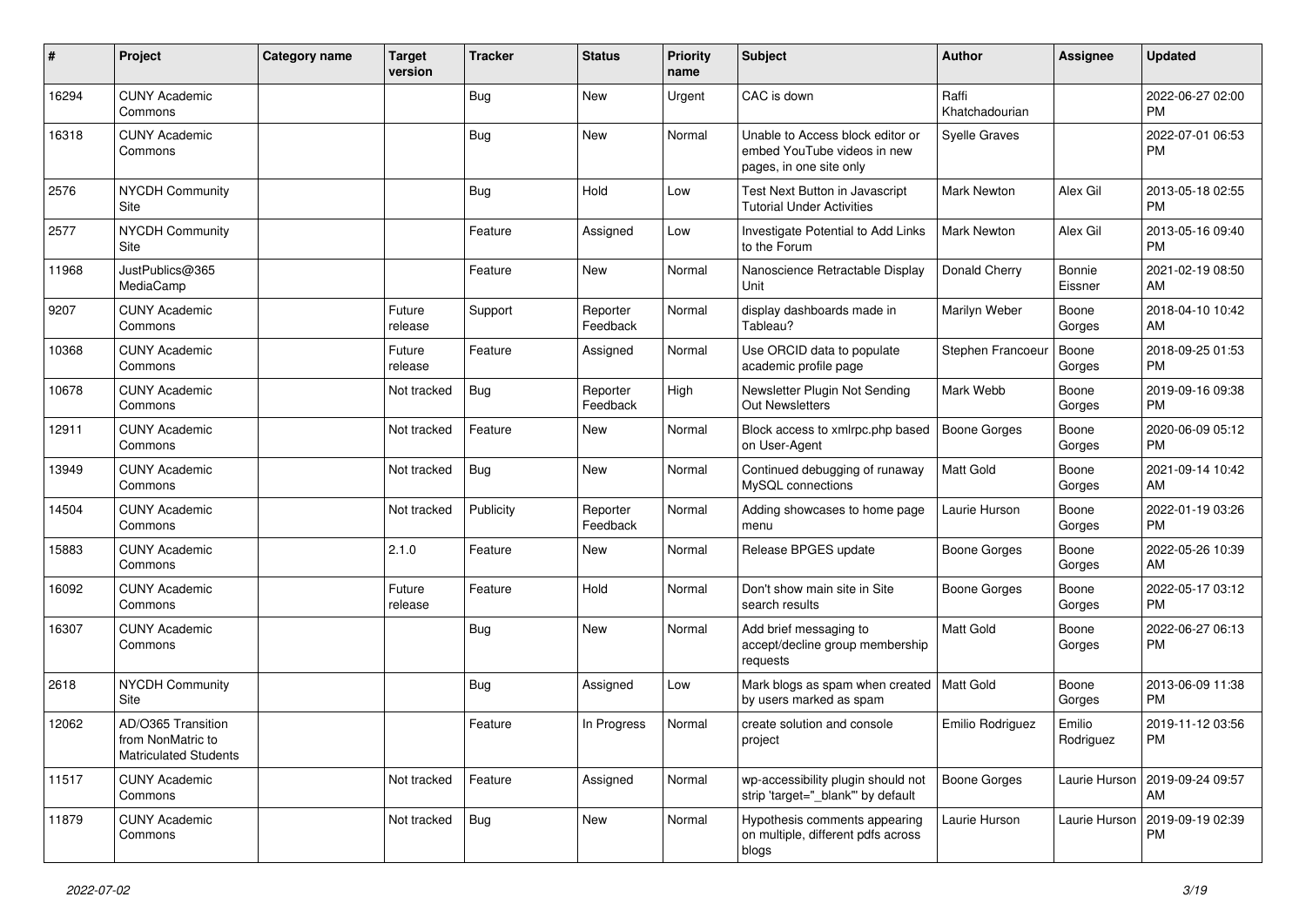| # | Project | Category name | Target version | Tracker | Status | Priority name | Subject | Author | Assignee | Updated |
|---|---|---|---|---|---|---|---|---|---|---|
| 16294 | CUNY Academic Commons | | | Bug | New | Urgent | CAC is down | Raffi Khatchadourian | | 2022-06-27 02:00 PM |
| 16318 | CUNY Academic Commons | | | Bug | New | Normal | Unable to Access block editor or embed YouTube videos in new pages, in one site only | Syelle Graves | | 2022-07-01 06:53 PM |
| 2576 | NYCDH Community Site | | | Bug | Hold | Low | Test Next Button in Javascript Tutorial Under Activities | Mark Newton | Alex Gil | 2013-05-18 02:55 PM |
| 2577 | NYCDH Community Site | | | Feature | Assigned | Low | Investigate Potential to Add Links to the Forum | Mark Newton | Alex Gil | 2013-05-16 09:40 PM |
| 11968 | JustPublics@365 MediaCamp | | | Feature | New | Normal | Nanoscience Retractable Display Unit | Donald Cherry | Bonnie Eissner | 2021-02-19 08:50 AM |
| 9207 | CUNY Academic Commons | | Future release | Support | Reporter Feedback | Normal | display dashboards made in Tableau? | Marilyn Weber | Boone Gorges | 2018-04-10 10:42 AM |
| 10368 | CUNY Academic Commons | | Future release | Feature | Assigned | Normal | Use ORCID data to populate academic profile page | Stephen Francoeur | Boone Gorges | 2018-09-25 01:53 PM |
| 10678 | CUNY Academic Commons | | Not tracked | Bug | Reporter Feedback | High | Newsletter Plugin Not Sending Out Newsletters | Mark Webb | Boone Gorges | 2019-09-16 09:38 PM |
| 12911 | CUNY Academic Commons | | Not tracked | Feature | New | Normal | Block access to xmlrpc.php based on User-Agent | Boone Gorges | Boone Gorges | 2020-06-09 05:12 PM |
| 13949 | CUNY Academic Commons | | Not tracked | Bug | New | Normal | Continued debugging of runaway MySQL connections | Matt Gold | Boone Gorges | 2021-09-14 10:42 AM |
| 14504 | CUNY Academic Commons | | Not tracked | Publicity | Reporter Feedback | Normal | Adding showcases to home page menu | Laurie Hurson | Boone Gorges | 2022-01-19 03:26 PM |
| 15883 | CUNY Academic Commons | | 2.1.0 | Feature | New | Normal | Release BPGES update | Boone Gorges | Boone Gorges | 2022-05-26 10:39 AM |
| 16092 | CUNY Academic Commons | | Future release | Feature | Hold | Normal | Don't show main site in Site search results | Boone Gorges | Boone Gorges | 2022-05-17 03:12 PM |
| 16307 | CUNY Academic Commons | | | Bug | New | Normal | Add brief messaging to accept/decline group membership requests | Matt Gold | Boone Gorges | 2022-06-27 06:13 PM |
| 2618 | NYCDH Community Site | | | Bug | Assigned | Low | Mark blogs as spam when created by users marked as spam | Matt Gold | Boone Gorges | 2013-06-09 11:38 PM |
| 12062 | AD/O365 Transition from NonMatric to Matriculated Students | | | Feature | In Progress | Normal | create solution and console project | Emilio Rodriguez | Emilio Rodriguez | 2019-11-12 03:56 PM |
| 11517 | CUNY Academic Commons | | Not tracked | Feature | Assigned | Normal | wp-accessibility plugin should not strip 'target="_blank"' by default | Boone Gorges | Laurie Hurson | 2019-09-24 09:57 AM |
| 11879 | CUNY Academic Commons | | Not tracked | Bug | New | Normal | Hypothesis comments appearing on multiple, different pdfs across blogs | Laurie Hurson | Laurie Hurson | 2019-09-19 02:39 PM |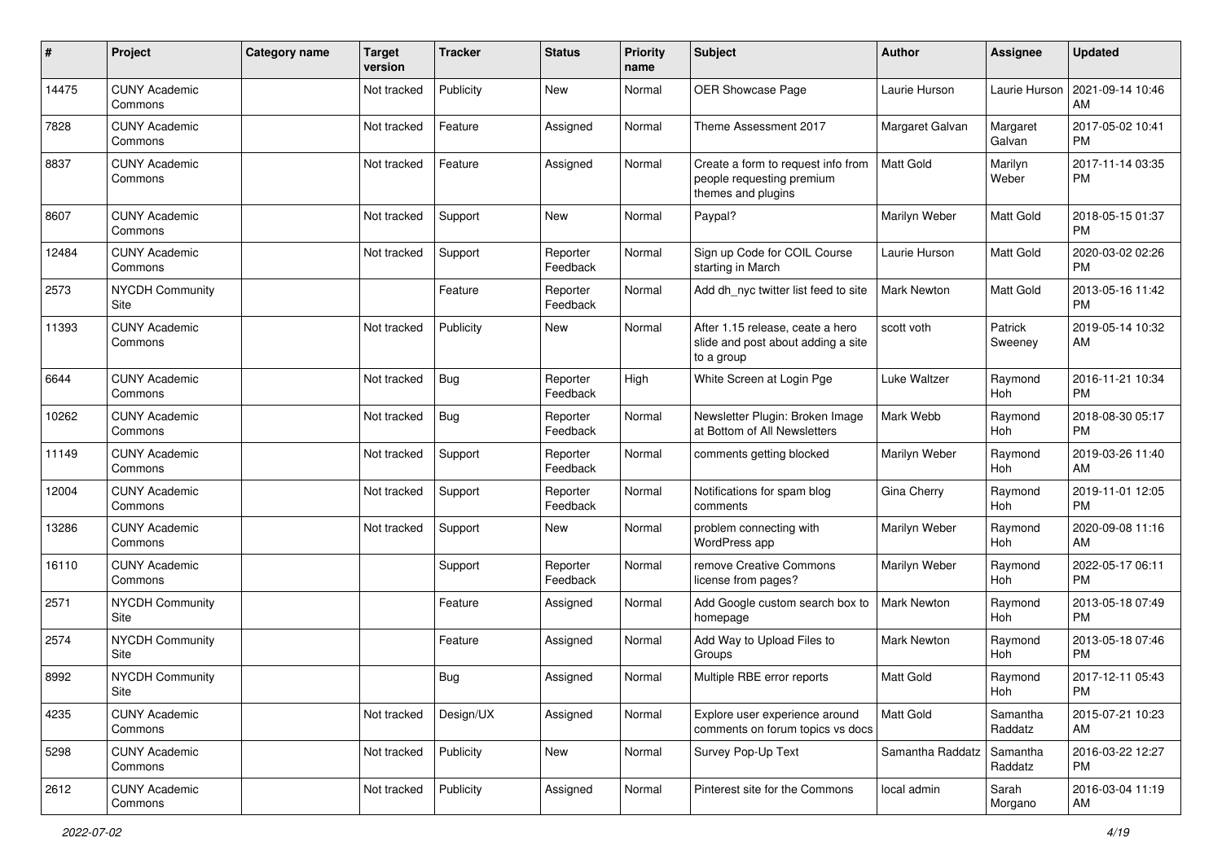| # | Project | Category name | Target version | Tracker | Status | Priority name | Subject | Author | Assignee | Updated |
|---|---|---|---|---|---|---|---|---|---|---|
| 14475 | CUNY Academic Commons | | Not tracked | Publicity | New | Normal | OER Showcase Page | Laurie Hurson | Laurie Hurson | 2021-09-14 10:46 AM |
| 7828 | CUNY Academic Commons | | Not tracked | Feature | Assigned | Normal | Theme Assessment 2017 | Margaret Galvan | Margaret Galvan | 2017-05-02 10:41 PM |
| 8837 | CUNY Academic Commons | | Not tracked | Feature | Assigned | Normal | Create a form to request info from people requesting premium themes and plugins | Matt Gold | Marilyn Weber | 2017-11-14 03:35 PM |
| 8607 | CUNY Academic Commons | | Not tracked | Support | New | Normal | Paypal? | Marilyn Weber | Matt Gold | 2018-05-15 01:37 PM |
| 12484 | CUNY Academic Commons | | Not tracked | Support | Reporter Feedback | Normal | Sign up Code for COIL Course starting in March | Laurie Hurson | Matt Gold | 2020-03-02 02:26 PM |
| 2573 | NYCDH Community Site | | | Feature | Reporter Feedback | Normal | Add dh_nyc twitter list feed to site | Mark Newton | Matt Gold | 2013-05-16 11:42 PM |
| 11393 | CUNY Academic Commons | | Not tracked | Publicity | New | Normal | After 1.15 release, ceate a hero slide and post about adding a site to a group | scott voth | Patrick Sweeney | 2019-05-14 10:32 AM |
| 6644 | CUNY Academic Commons | | Not tracked | Bug | Reporter Feedback | High | White Screen at Login Pge | Luke Waltzer | Raymond Hoh | 2016-11-21 10:34 PM |
| 10262 | CUNY Academic Commons | | Not tracked | Bug | Reporter Feedback | Normal | Newsletter Plugin: Broken Image at Bottom of All Newsletters | Mark Webb | Raymond Hoh | 2018-08-30 05:17 PM |
| 11149 | CUNY Academic Commons | | Not tracked | Support | Reporter Feedback | Normal | comments getting blocked | Marilyn Weber | Raymond Hoh | 2019-03-26 11:40 AM |
| 12004 | CUNY Academic Commons | | Not tracked | Support | Reporter Feedback | Normal | Notifications for spam blog comments | Gina Cherry | Raymond Hoh | 2019-11-01 12:05 PM |
| 13286 | CUNY Academic Commons | | Not tracked | Support | New | Normal | problem connecting with WordPress app | Marilyn Weber | Raymond Hoh | 2020-09-08 11:16 AM |
| 16110 | CUNY Academic Commons | | | Support | Reporter Feedback | Normal | remove Creative Commons license from pages? | Marilyn Weber | Raymond Hoh | 2022-05-17 06:11 PM |
| 2571 | NYCDH Community Site | | | Feature | Assigned | Normal | Add Google custom search box to homepage | Mark Newton | Raymond Hoh | 2013-05-18 07:49 PM |
| 2574 | NYCDH Community Site | | | Feature | Assigned | Normal | Add Way to Upload Files to Groups | Mark Newton | Raymond Hoh | 2013-05-18 07:46 PM |
| 8992 | NYCDH Community Site | | | Bug | Assigned | Normal | Multiple RBE error reports | Matt Gold | Raymond Hoh | 2017-12-11 05:43 PM |
| 4235 | CUNY Academic Commons | | Not tracked | Design/UX | Assigned | Normal | Explore user experience around comments on forum topics vs docs | Matt Gold | Samantha Raddatz | 2015-07-21 10:23 AM |
| 5298 | CUNY Academic Commons | | Not tracked | Publicity | New | Normal | Survey Pop-Up Text | Samantha Raddatz | Samantha Raddatz | 2016-03-22 12:27 PM |
| 2612 | CUNY Academic Commons | | Not tracked | Publicity | Assigned | Normal | Pinterest site for the Commons | local admin | Sarah Morgano | 2016-03-04 11:19 AM |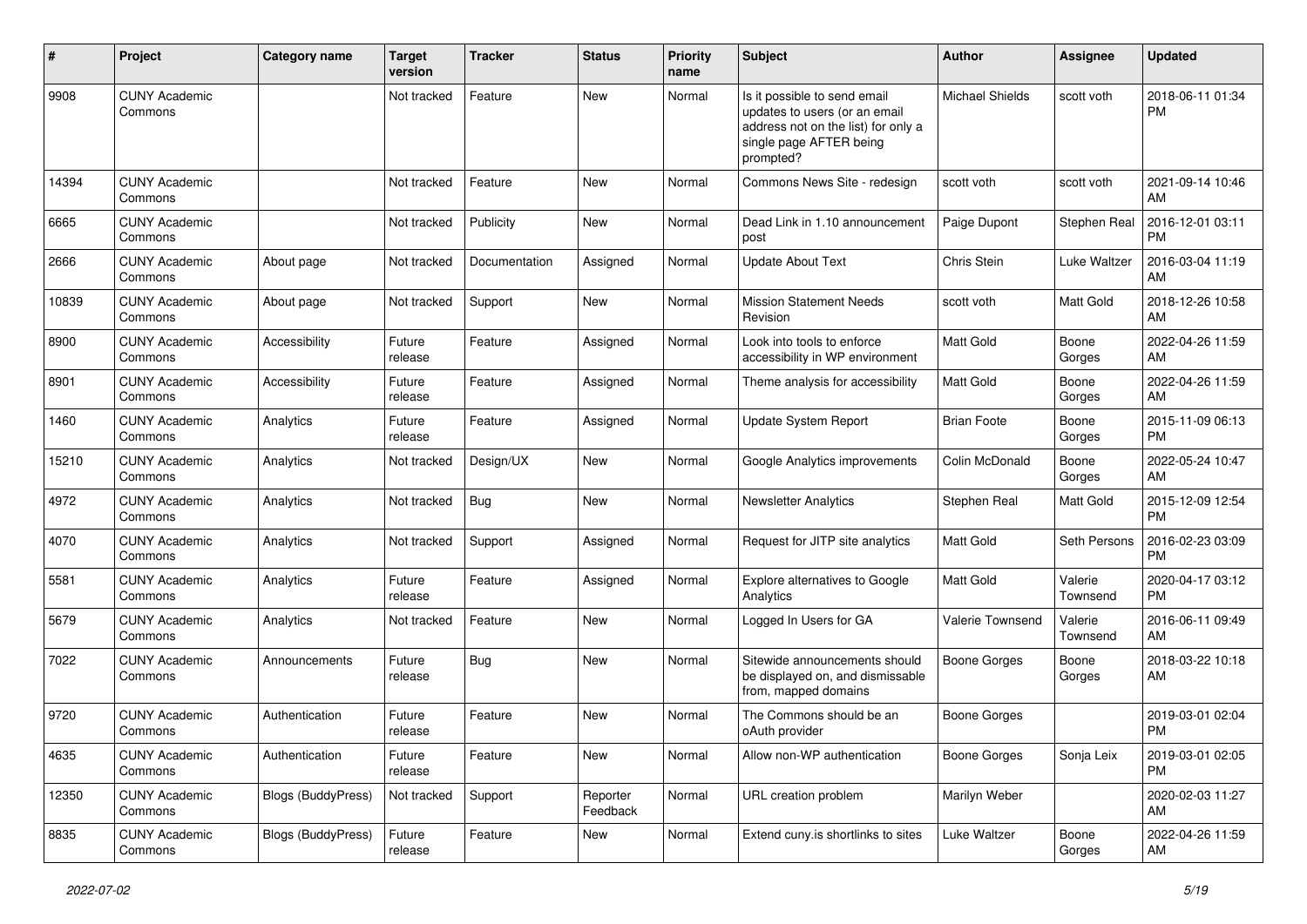| # | Project | Category name | Target version | Tracker | Status | Priority name | Subject | Author | Assignee | Updated |
|---|---|---|---|---|---|---|---|---|---|---|
| 9908 | CUNY Academic Commons | | Not tracked | Feature | New | Normal | Is it possible to send email updates to users (or an email address not on the list) for only a single page AFTER being prompted? | Michael Shields | scott voth | 2018-06-11 01:34 PM |
| 14394 | CUNY Academic Commons | | Not tracked | Feature | New | Normal | Commons News Site - redesign | scott voth | scott voth | 2021-09-14 10:46 AM |
| 6665 | CUNY Academic Commons | | Not tracked | Publicity | New | Normal | Dead Link in 1.10 announcement post | Paige Dupont | Stephen Real | 2016-12-01 03:11 PM |
| 2666 | CUNY Academic Commons | About page | Not tracked | Documentation | Assigned | Normal | Update About Text | Chris Stein | Luke Waltzer | 2016-03-04 11:19 AM |
| 10839 | CUNY Academic Commons | About page | Not tracked | Support | New | Normal | Mission Statement Needs Revision | scott voth | Matt Gold | 2018-12-26 10:58 AM |
| 8900 | CUNY Academic Commons | Accessibility | Future release | Feature | Assigned | Normal | Look into tools to enforce accessibility in WP environment | Matt Gold | Boone Gorges | 2022-04-26 11:59 AM |
| 8901 | CUNY Academic Commons | Accessibility | Future release | Feature | Assigned | Normal | Theme analysis for accessibility | Matt Gold | Boone Gorges | 2022-04-26 11:59 AM |
| 1460 | CUNY Academic Commons | Analytics | Future release | Feature | Assigned | Normal | Update System Report | Brian Foote | Boone Gorges | 2015-11-09 06:13 PM |
| 15210 | CUNY Academic Commons | Analytics | Not tracked | Design/UX | New | Normal | Google Analytics improvements | Colin McDonald | Boone Gorges | 2022-05-24 10:47 AM |
| 4972 | CUNY Academic Commons | Analytics | Not tracked | Bug | New | Normal | Newsletter Analytics | Stephen Real | Matt Gold | 2015-12-09 12:54 PM |
| 4070 | CUNY Academic Commons | Analytics | Not tracked | Support | Assigned | Normal | Request for JITP site analytics | Matt Gold | Seth Persons | 2016-02-23 03:09 PM |
| 5581 | CUNY Academic Commons | Analytics | Future release | Feature | Assigned | Normal | Explore alternatives to Google Analytics | Matt Gold | Valerie Townsend | 2020-04-17 03:12 PM |
| 5679 | CUNY Academic Commons | Analytics | Not tracked | Feature | New | Normal | Logged In Users for GA | Valerie Townsend | Valerie Townsend | 2016-06-11 09:49 AM |
| 7022 | CUNY Academic Commons | Announcements | Future release | Bug | New | Normal | Sitewide announcements should be displayed on, and dismissable from, mapped domains | Boone Gorges | Boone Gorges | 2018-03-22 10:18 AM |
| 9720 | CUNY Academic Commons | Authentication | Future release | Feature | New | Normal | The Commons should be an oAuth provider | Boone Gorges | | 2019-03-01 02:04 PM |
| 4635 | CUNY Academic Commons | Authentication | Future release | Feature | New | Normal | Allow non-WP authentication | Boone Gorges | Sonja Leix | 2019-03-01 02:05 PM |
| 12350 | CUNY Academic Commons | Blogs (BuddyPress) | Not tracked | Support | Reporter Feedback | Normal | URL creation problem | Marilyn Weber | | 2020-02-03 11:27 AM |
| 8835 | CUNY Academic Commons | Blogs (BuddyPress) | Future release | Feature | New | Normal | Extend cuny.is shortlinks to sites | Luke Waltzer | Boone Gorges | 2022-04-26 11:59 AM |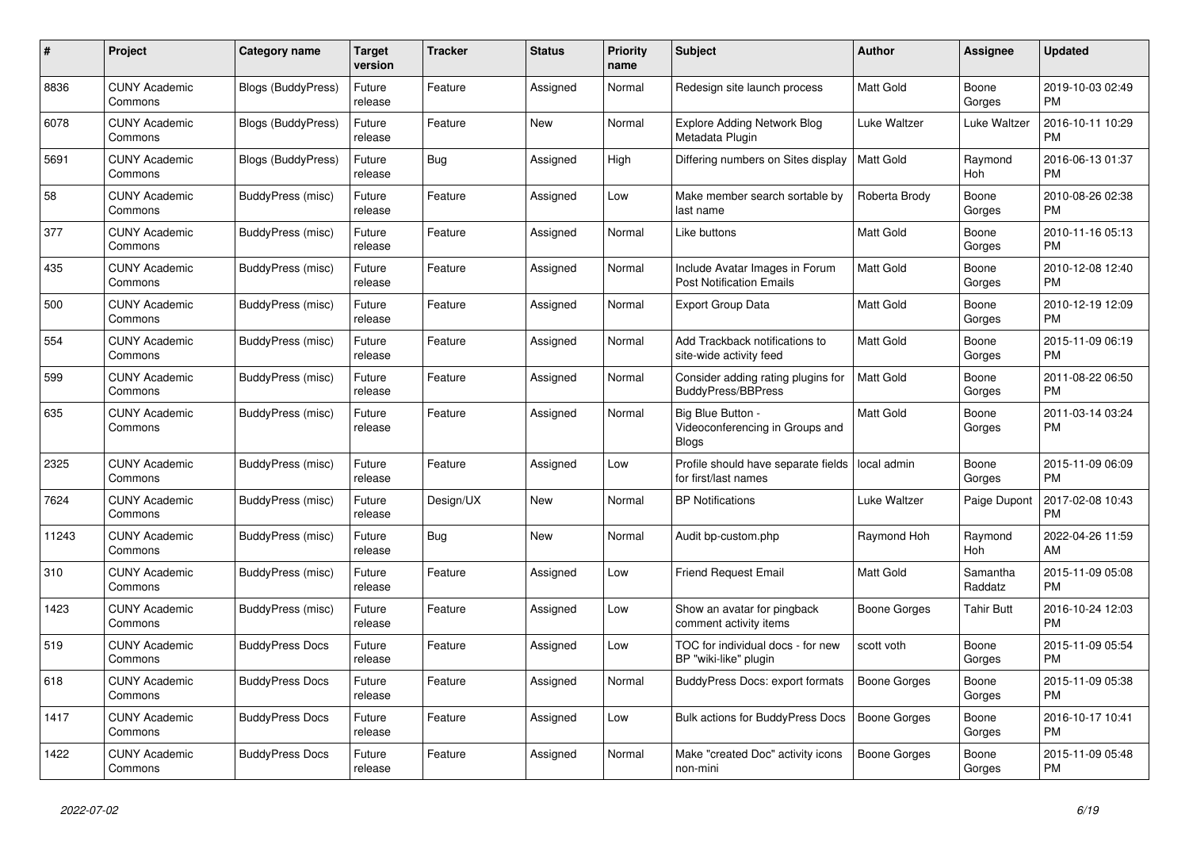| # | Project | Category name | Target version | Tracker | Status | Priority name | Subject | Author | Assignee | Updated |
|---|---|---|---|---|---|---|---|---|---|---|
| 8836 | CUNY Academic Commons | Blogs (BuddyPress) | Future release | Feature | Assigned | Normal | Redesign site launch process | Matt Gold | Boone Gorges | 2019-10-03 02:49 PM |
| 6078 | CUNY Academic Commons | Blogs (BuddyPress) | Future release | Feature | New | Normal | Explore Adding Network Blog Metadata Plugin | Luke Waltzer | Luke Waltzer | 2016-10-11 10:29 PM |
| 5691 | CUNY Academic Commons | Blogs (BuddyPress) | Future release | Bug | Assigned | High | Differing numbers on Sites display | Matt Gold | Raymond Hoh | 2016-06-13 01:37 PM |
| 58 | CUNY Academic Commons | BuddyPress (misc) | Future release | Feature | Assigned | Low | Make member search sortable by last name | Roberta Brody | Boone Gorges | 2010-08-26 02:38 PM |
| 377 | CUNY Academic Commons | BuddyPress (misc) | Future release | Feature | Assigned | Normal | Like buttons | Matt Gold | Boone Gorges | 2010-11-16 05:13 PM |
| 435 | CUNY Academic Commons | BuddyPress (misc) | Future release | Feature | Assigned | Normal | Include Avatar Images in Forum Post Notification Emails | Matt Gold | Boone Gorges | 2010-12-08 12:40 PM |
| 500 | CUNY Academic Commons | BuddyPress (misc) | Future release | Feature | Assigned | Normal | Export Group Data | Matt Gold | Boone Gorges | 2010-12-19 12:09 PM |
| 554 | CUNY Academic Commons | BuddyPress (misc) | Future release | Feature | Assigned | Normal | Add Trackback notifications to site-wide activity feed | Matt Gold | Boone Gorges | 2015-11-09 06:19 PM |
| 599 | CUNY Academic Commons | BuddyPress (misc) | Future release | Feature | Assigned | Normal | Consider adding rating plugins for BuddyPress/BBPress | Matt Gold | Boone Gorges | 2011-08-22 06:50 PM |
| 635 | CUNY Academic Commons | BuddyPress (misc) | Future release | Feature | Assigned | Normal | Big Blue Button - Videoconferencing in Groups and Blogs | Matt Gold | Boone Gorges | 2011-03-14 03:24 PM |
| 2325 | CUNY Academic Commons | BuddyPress (misc) | Future release | Feature | Assigned | Low | Profile should have separate fields for first/last names | local admin | Boone Gorges | 2015-11-09 06:09 PM |
| 7624 | CUNY Academic Commons | BuddyPress (misc) | Future release | Design/UX | New | Normal | BP Notifications | Luke Waltzer | Paige Dupont | 2017-02-08 10:43 PM |
| 11243 | CUNY Academic Commons | BuddyPress (misc) | Future release | Bug | New | Normal | Audit bp-custom.php | Raymond Hoh | Raymond Hoh | 2022-04-26 11:59 AM |
| 310 | CUNY Academic Commons | BuddyPress (misc) | Future release | Feature | Assigned | Low | Friend Request Email | Matt Gold | Samantha Raddatz | 2015-11-09 05:08 PM |
| 1423 | CUNY Academic Commons | BuddyPress (misc) | Future release | Feature | Assigned | Low | Show an avatar for pingback comment activity items | Boone Gorges | Tahir Butt | 2016-10-24 12:03 PM |
| 519 | CUNY Academic Commons | BuddyPress Docs | Future release | Feature | Assigned | Low | TOC for individual docs - for new BP "wiki-like" plugin | scott voth | Boone Gorges | 2015-11-09 05:54 PM |
| 618 | CUNY Academic Commons | BuddyPress Docs | Future release | Feature | Assigned | Normal | BuddyPress Docs: export formats | Boone Gorges | Boone Gorges | 2015-11-09 05:38 PM |
| 1417 | CUNY Academic Commons | BuddyPress Docs | Future release | Feature | Assigned | Low | Bulk actions for BuddyPress Docs | Boone Gorges | Boone Gorges | 2016-10-17 10:41 PM |
| 1422 | CUNY Academic Commons | BuddyPress Docs | Future release | Feature | Assigned | Normal | Make "created Doc" activity icons non-mini | Boone Gorges | Boone Gorges | 2015-11-09 05:48 PM |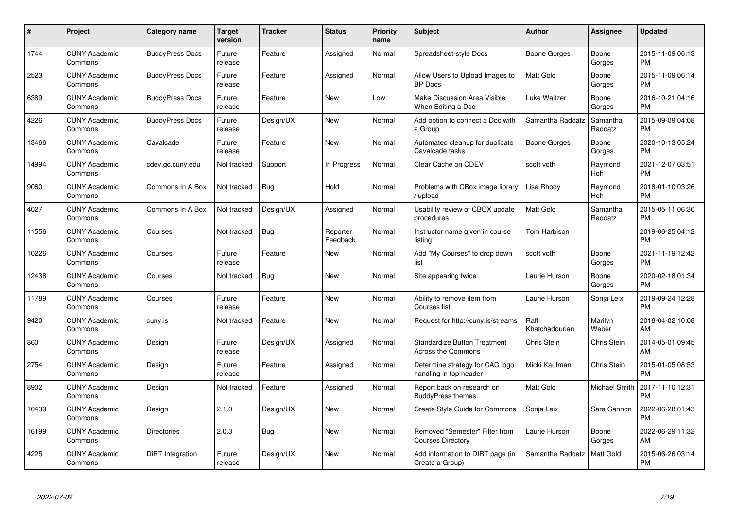| # | Project | Category name | Target version | Tracker | Status | Priority name | Subject | Author | Assignee | Updated |
|---|---|---|---|---|---|---|---|---|---|---|
| 1744 | CUNY Academic Commons | BuddyPress Docs | Future release | Feature | Assigned | Normal | Spreadsheet-style Docs | Boone Gorges | Boone Gorges | 2015-11-09 06:13 PM |
| 2523 | CUNY Academic Commons | BuddyPress Docs | Future release | Feature | Assigned | Normal | Allow Users to Upload Images to BP Docs | Matt Gold | Boone Gorges | 2015-11-09 06:14 PM |
| 6389 | CUNY Academic Commons | BuddyPress Docs | Future release | Feature | New | Low | Make Discussion Area Visible When Editing a Doc | Luke Waltzer | Boone Gorges | 2016-10-21 04:16 PM |
| 4226 | CUNY Academic Commons | BuddyPress Docs | Future release | Design/UX | New | Normal | Add option to connect a Doc with a Group | Samantha Raddatz | Samantha Raddatz | 2015-09-09 04:08 PM |
| 13466 | CUNY Academic Commons | Cavalcade | Future release | Feature | New | Normal | Automated cleanup for duplicate Cavalcade tasks | Boone Gorges | Boone Gorges | 2020-10-13 05:24 PM |
| 14994 | CUNY Academic Commons | cdev.gc.cuny.edu | Not tracked | Support | In Progress | Normal | Clear Cache on CDEV | scott voth | Raymond Hoh | 2021-12-07 03:51 PM |
| 9060 | CUNY Academic Commons | Commons In A Box | Not tracked | Bug | Hold | Normal | Problems with CBox image library / upload | Lisa Rhody | Raymond Hoh | 2018-01-10 03:26 PM |
| 4027 | CUNY Academic Commons | Commons In A Box | Not tracked | Design/UX | Assigned | Normal | Usability review of CBOX update procedures | Matt Gold | Samantha Raddatz | 2015-05-11 06:36 PM |
| 11556 | CUNY Academic Commons | Courses | Not tracked | Bug | Reporter Feedback | Normal | Instructor name given in course listing | Tom Harbison | | 2019-06-25 04:12 PM |
| 10226 | CUNY Academic Commons | Courses | Future release | Feature | New | Normal | Add "My Courses" to drop down list | scott voth | Boone Gorges | 2021-11-19 12:42 PM |
| 12438 | CUNY Academic Commons | Courses | Not tracked | Bug | New | Normal | Site appearing twice | Laurie Hurson | Boone Gorges | 2020-02-18 01:34 PM |
| 11789 | CUNY Academic Commons | Courses | Future release | Feature | New | Normal | Ability to remove item from Courses list | Laurie Hurson | Sonja Leix | 2019-09-24 12:28 PM |
| 9420 | CUNY Academic Commons | cuny.is | Not tracked | Feature | New | Normal | Request for http://cuny.is/streams | Raffi Khatchadourian | Marilyn Weber | 2018-04-02 10:08 AM |
| 860 | CUNY Academic Commons | Design | Future release | Design/UX | Assigned | Normal | Standardize Button Treatment Across the Commons | Chris Stein | Chris Stein | 2014-05-01 09:45 AM |
| 2754 | CUNY Academic Commons | Design | Future release | Feature | Assigned | Normal | Determine strategy for CAC logo handling in top header | Micki Kaufman | Chris Stein | 2015-01-05 08:53 PM |
| 8902 | CUNY Academic Commons | Design | Not tracked | Feature | Assigned | Normal | Report back on research on BuddyPress themes | Matt Gold | Michael Smith | 2017-11-10 12:31 PM |
| 10439 | CUNY Academic Commons | Design | 2.1.0 | Design/UX | New | Normal | Create Style Guide for Commons | Sonja Leix | Sara Cannon | 2022-06-28 01:43 PM |
| 16199 | CUNY Academic Commons | Directories | 2.0.3 | Bug | New | Normal | Removed "Semester" Filter from Courses Directory | Laurie Hurson | Boone Gorges | 2022-06-29 11:32 AM |
| 4225 | CUNY Academic Commons | DiRT Integration | Future release | Design/UX | New | Normal | Add information to DIRT page (in Create a Group) | Samantha Raddatz | Matt Gold | 2015-06-26 03:14 PM |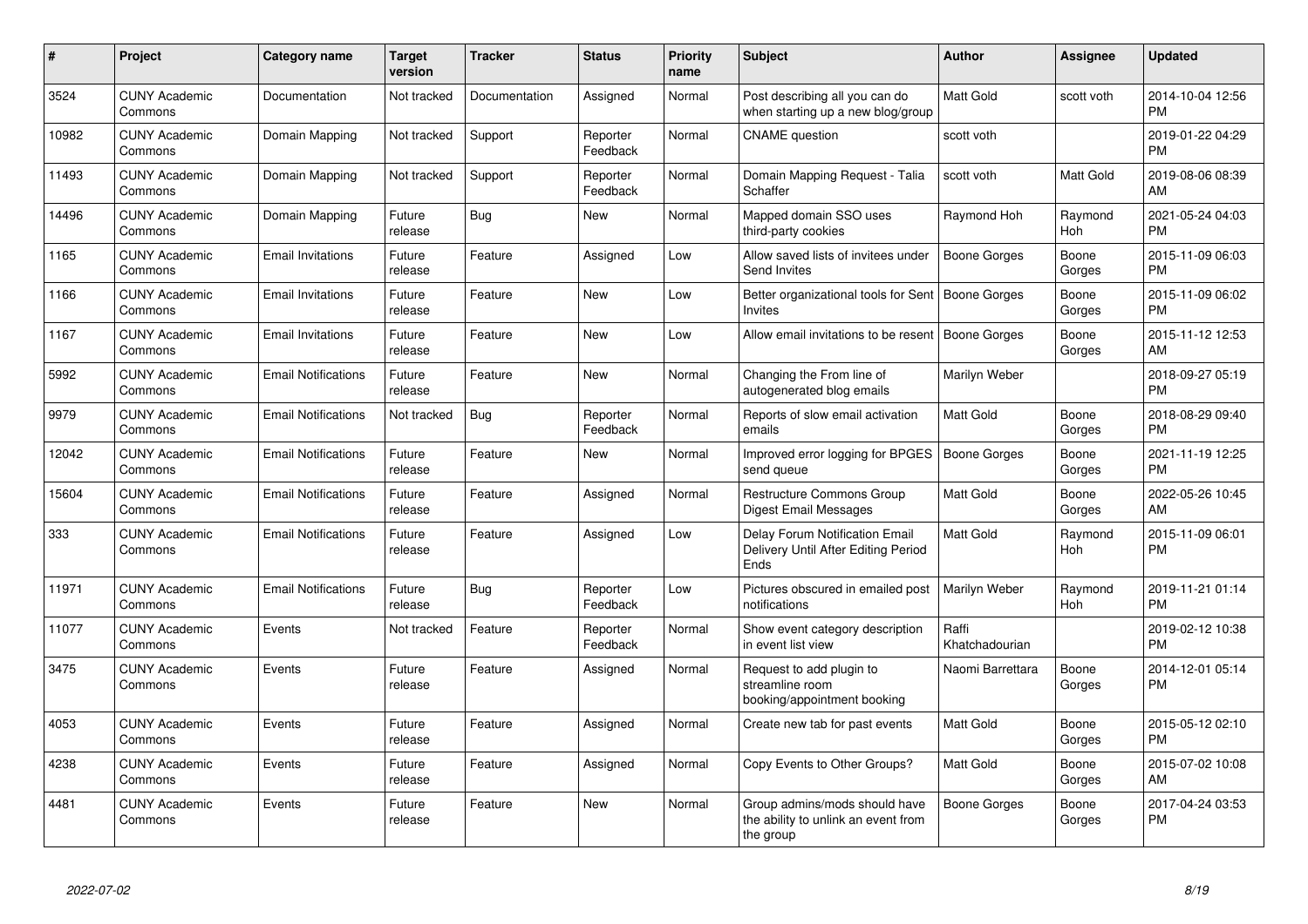| # | Project | Category name | Target version | Tracker | Status | Priority name | Subject | Author | Assignee | Updated |
|---|---|---|---|---|---|---|---|---|---|---|
| 3524 | CUNY Academic Commons | Documentation | Not tracked | Documentation | Assigned | Normal | Post describing all you can do when starting up a new blog/group | Matt Gold | scott voth | 2014-10-04 12:56 PM |
| 10982 | CUNY Academic Commons | Domain Mapping | Not tracked | Support | Reporter Feedback | Normal | CNAME question | scott voth | | 2019-01-22 04:29 PM |
| 11493 | CUNY Academic Commons | Domain Mapping | Not tracked | Support | Reporter Feedback | Normal | Domain Mapping Request - Talia Schaffer | scott voth | Matt Gold | 2019-08-06 08:39 AM |
| 14496 | CUNY Academic Commons | Domain Mapping | Future release | Bug | New | Normal | Mapped domain SSO uses third-party cookies | Raymond Hoh | Raymond Hoh | 2021-05-24 04:03 PM |
| 1165 | CUNY Academic Commons | Email Invitations | Future release | Feature | Assigned | Low | Allow saved lists of invitees under Send Invites | Boone Gorges | Boone Gorges | 2015-11-09 06:03 PM |
| 1166 | CUNY Academic Commons | Email Invitations | Future release | Feature | New | Low | Better organizational tools for Sent Invites | Boone Gorges | Boone Gorges | 2015-11-09 06:02 PM |
| 1167 | CUNY Academic Commons | Email Invitations | Future release | Feature | New | Low | Allow email invitations to be resent | Boone Gorges | Boone Gorges | 2015-11-12 12:53 AM |
| 5992 | CUNY Academic Commons | Email Notifications | Future release | Feature | New | Normal | Changing the From line of autogenerated blog emails | Marilyn Weber | | 2018-09-27 05:19 PM |
| 9979 | CUNY Academic Commons | Email Notifications | Not tracked | Bug | Reporter Feedback | Normal | Reports of slow email activation emails | Matt Gold | Boone Gorges | 2018-08-29 09:40 PM |
| 12042 | CUNY Academic Commons | Email Notifications | Future release | Feature | New | Normal | Improved error logging for BPGES send queue | Boone Gorges | Boone Gorges | 2021-11-19 12:25 PM |
| 15604 | CUNY Academic Commons | Email Notifications | Future release | Feature | Assigned | Normal | Restructure Commons Group Digest Email Messages | Matt Gold | Boone Gorges | 2022-05-26 10:45 AM |
| 333 | CUNY Academic Commons | Email Notifications | Future release | Feature | Assigned | Low | Delay Forum Notification Email Delivery Until After Editing Period Ends | Matt Gold | Raymond Hoh | 2015-11-09 06:01 PM |
| 11971 | CUNY Academic Commons | Email Notifications | Future release | Bug | Reporter Feedback | Low | Pictures obscured in emailed post notifications | Marilyn Weber | Raymond Hoh | 2019-11-21 01:14 PM |
| 11077 | CUNY Academic Commons | Events | Not tracked | Feature | Reporter Feedback | Normal | Show event category description in event list view | Raffi Khatchadourian | | 2019-02-12 10:38 PM |
| 3475 | CUNY Academic Commons | Events | Future release | Feature | Assigned | Normal | Request to add plugin to streamline room booking/appointment booking | Naomi Barrettara | Boone Gorges | 2014-12-01 05:14 PM |
| 4053 | CUNY Academic Commons | Events | Future release | Feature | Assigned | Normal | Create new tab for past events | Matt Gold | Boone Gorges | 2015-05-12 02:10 PM |
| 4238 | CUNY Academic Commons | Events | Future release | Feature | Assigned | Normal | Copy Events to Other Groups? | Matt Gold | Boone Gorges | 2015-07-02 10:08 AM |
| 4481 | CUNY Academic Commons | Events | Future release | Feature | New | Normal | Group admins/mods should have the ability to unlink an event from the group | Boone Gorges | Boone Gorges | 2017-04-24 03:53 PM |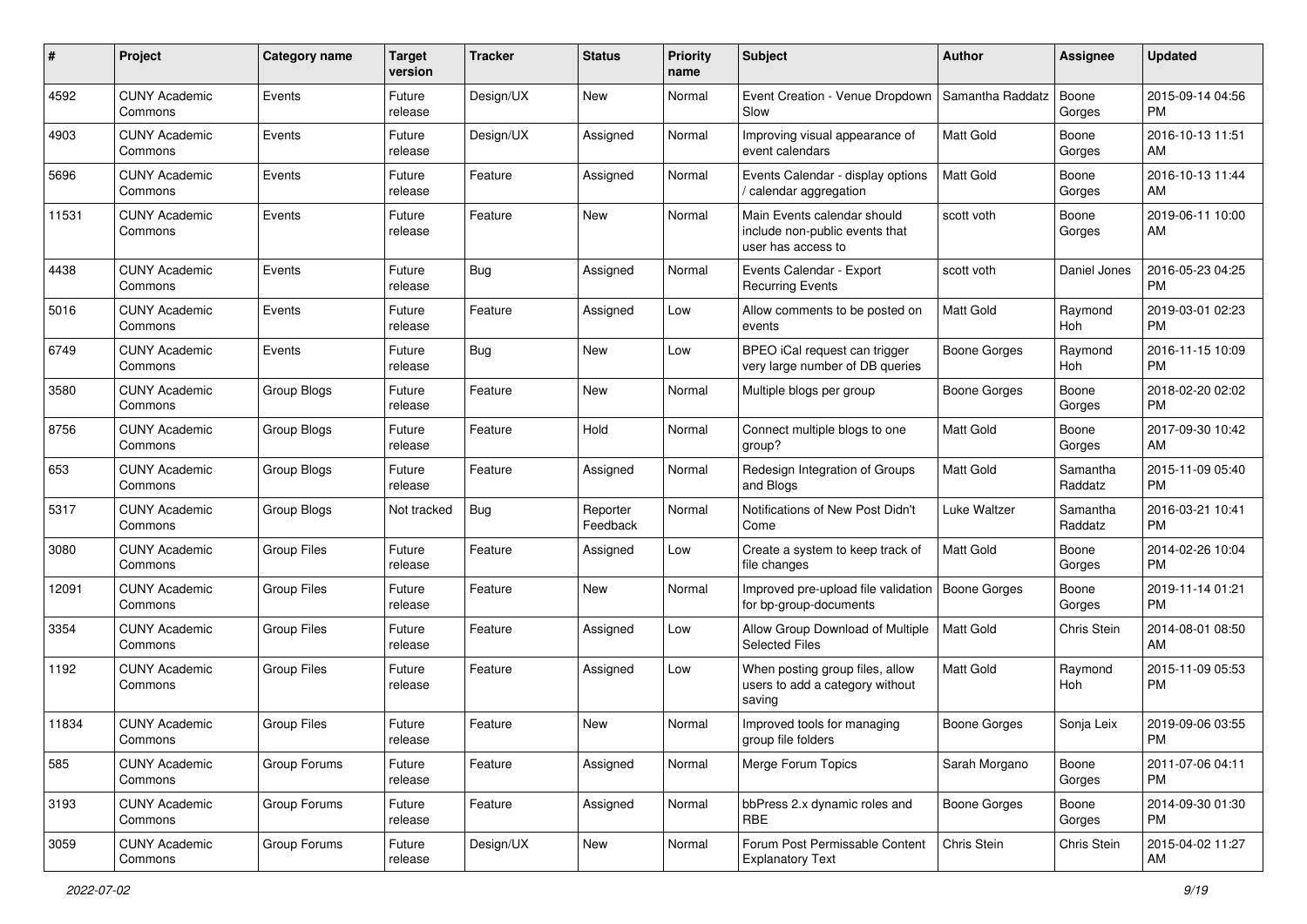| # | Project | Category name | Target version | Tracker | Status | Priority name | Subject | Author | Assignee | Updated |
|---|---|---|---|---|---|---|---|---|---|---|
| 4592 | CUNY Academic Commons | Events | Future release | Design/UX | New | Normal | Event Creation - Venue Dropdown Slow | Samantha Raddatz | Boone Gorges | 2015-09-14 04:56 PM |
| 4903 | CUNY Academic Commons | Events | Future release | Design/UX | Assigned | Normal | Improving visual appearance of event calendars | Matt Gold | Boone Gorges | 2016-10-13 11:51 AM |
| 5696 | CUNY Academic Commons | Events | Future release | Feature | Assigned | Normal | Events Calendar - display options / calendar aggregation | Matt Gold | Boone Gorges | 2016-10-13 11:44 AM |
| 11531 | CUNY Academic Commons | Events | Future release | Feature | New | Normal | Main Events calendar should include non-public events that user has access to | scott voth | Boone Gorges | 2019-06-11 10:00 AM |
| 4438 | CUNY Academic Commons | Events | Future release | Bug | Assigned | Normal | Events Calendar - Export Recurring Events | scott voth | Daniel Jones | 2016-05-23 04:25 PM |
| 5016 | CUNY Academic Commons | Events | Future release | Feature | Assigned | Low | Allow comments to be posted on events | Matt Gold | Raymond Hoh | 2019-03-01 02:23 PM |
| 6749 | CUNY Academic Commons | Events | Future release | Bug | New | Low | BPEO iCal request can trigger very large number of DB queries | Boone Gorges | Raymond Hoh | 2016-11-15 10:09 PM |
| 3580 | CUNY Academic Commons | Group Blogs | Future release | Feature | New | Normal | Multiple blogs per group | Boone Gorges | Boone Gorges | 2018-02-20 02:02 PM |
| 8756 | CUNY Academic Commons | Group Blogs | Future release | Feature | Hold | Normal | Connect multiple blogs to one group? | Matt Gold | Boone Gorges | 2017-09-30 10:42 AM |
| 653 | CUNY Academic Commons | Group Blogs | Future release | Feature | Assigned | Normal | Redesign Integration of Groups and Blogs | Matt Gold | Samantha Raddatz | 2015-11-09 05:40 PM |
| 5317 | CUNY Academic Commons | Group Blogs | Not tracked | Bug | Reporter Feedback | Normal | Notifications of New Post Didn't Come | Luke Waltzer | Samantha Raddatz | 2016-03-21 10:41 PM |
| 3080 | CUNY Academic Commons | Group Files | Future release | Feature | Assigned | Low | Create a system to keep track of file changes | Matt Gold | Boone Gorges | 2014-02-26 10:04 PM |
| 12091 | CUNY Academic Commons | Group Files | Future release | Feature | New | Normal | Improved pre-upload file validation for bp-group-documents | Boone Gorges | Boone Gorges | 2019-11-14 01:21 PM |
| 3354 | CUNY Academic Commons | Group Files | Future release | Feature | Assigned | Low | Allow Group Download of Multiple Selected Files | Matt Gold | Chris Stein | 2014-08-01 08:50 AM |
| 1192 | CUNY Academic Commons | Group Files | Future release | Feature | Assigned | Low | When posting group files, allow users to add a category without saving | Matt Gold | Raymond Hoh | 2015-11-09 05:53 PM |
| 11834 | CUNY Academic Commons | Group Files | Future release | Feature | New | Normal | Improved tools for managing group file folders | Boone Gorges | Sonja Leix | 2019-09-06 03:55 PM |
| 585 | CUNY Academic Commons | Group Forums | Future release | Feature | Assigned | Normal | Merge Forum Topics | Sarah Morgano | Boone Gorges | 2011-07-06 04:11 PM |
| 3193 | CUNY Academic Commons | Group Forums | Future release | Feature | Assigned | Normal | bbPress 2.x dynamic roles and RBE | Boone Gorges | Boone Gorges | 2014-09-30 01:30 PM |
| 3059 | CUNY Academic Commons | Group Forums | Future release | Design/UX | New | Normal | Forum Post Permissable Content Explanatory Text | Chris Stein | Chris Stein | 2015-04-02 11:27 AM |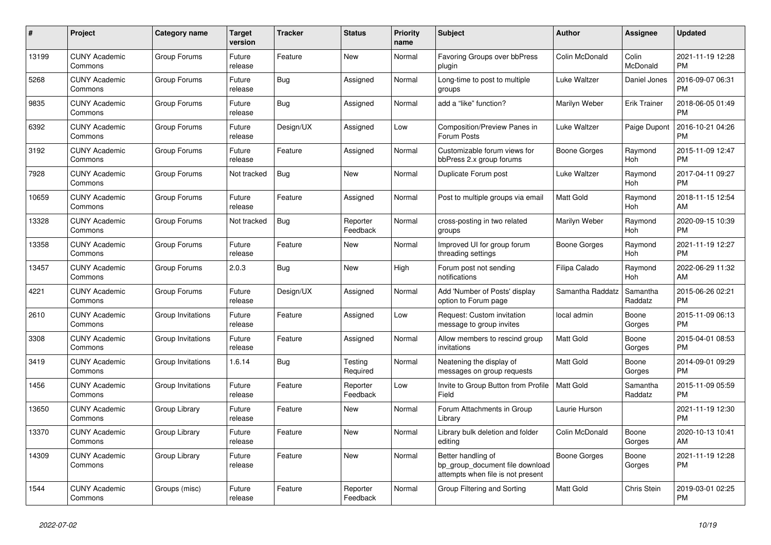| # | Project | Category name | Target version | Tracker | Status | Priority name | Subject | Author | Assignee | Updated |
|---|---|---|---|---|---|---|---|---|---|---|
| 13199 | CUNY Academic Commons | Group Forums | Future release | Feature | New | Normal | Favoring Groups over bbPress plugin | Colin McDonald | Colin McDonald | 2021-11-19 12:28 PM |
| 5268 | CUNY Academic Commons | Group Forums | Future release | Bug | Assigned | Normal | Long-time to post to multiple groups | Luke Waltzer | Daniel Jones | 2016-09-07 06:31 PM |
| 9835 | CUNY Academic Commons | Group Forums | Future release | Bug | Assigned | Normal | add a “like” function? | Marilyn Weber | Erik Trainer | 2018-06-05 01:49 PM |
| 6392 | CUNY Academic Commons | Group Forums | Future release | Design/UX | Assigned | Low | Composition/Preview Panes in Forum Posts | Luke Waltzer | Paige Dupont | 2016-10-21 04:26 PM |
| 3192 | CUNY Academic Commons | Group Forums | Future release | Feature | Assigned | Normal | Customizable forum views for bbPress 2.x group forums | Boone Gorges | Raymond Hoh | 2015-11-09 12:47 PM |
| 7928 | CUNY Academic Commons | Group Forums | Not tracked | Bug | New | Normal | Duplicate Forum post | Luke Waltzer | Raymond Hoh | 2017-04-11 09:27 PM |
| 10659 | CUNY Academic Commons | Group Forums | Future release | Feature | Assigned | Normal | Post to multiple groups via email | Matt Gold | Raymond Hoh | 2018-11-15 12:54 AM |
| 13328 | CUNY Academic Commons | Group Forums | Not tracked | Bug | Reporter Feedback | Normal | cross-posting in two related groups | Marilyn Weber | Raymond Hoh | 2020-09-15 10:39 PM |
| 13358 | CUNY Academic Commons | Group Forums | Future release | Feature | New | Normal | Improved UI for group forum threading settings | Boone Gorges | Raymond Hoh | 2021-11-19 12:27 PM |
| 13457 | CUNY Academic Commons | Group Forums | 2.0.3 | Bug | New | High | Forum post not sending notifications | Filipa Calado | Raymond Hoh | 2022-06-29 11:32 AM |
| 4221 | CUNY Academic Commons | Group Forums | Future release | Design/UX | Assigned | Normal | Add 'Number of Posts' display option to Forum page | Samantha Raddatz | Samantha Raddatz | 2015-06-26 02:21 PM |
| 2610 | CUNY Academic Commons | Group Invitations | Future release | Feature | Assigned | Low | Request: Custom invitation message to group invites | local admin | Boone Gorges | 2015-11-09 06:13 PM |
| 3308 | CUNY Academic Commons | Group Invitations | Future release | Feature | Assigned | Normal | Allow members to rescind group invitations | Matt Gold | Boone Gorges | 2015-04-01 08:53 PM |
| 3419 | CUNY Academic Commons | Group Invitations | 1.6.14 | Bug | Testing Required | Normal | Neatening the display of messages on group requests | Matt Gold | Boone Gorges | 2014-09-01 09:29 PM |
| 1456 | CUNY Academic Commons | Group Invitations | Future release | Feature | Reporter Feedback | Low | Invite to Group Button from Profile Field | Matt Gold | Samantha Raddatz | 2015-11-09 05:59 PM |
| 13650 | CUNY Academic Commons | Group Library | Future release | Feature | New | Normal | Forum Attachments in Group Library | Laurie Hurson | | 2021-11-19 12:30 PM |
| 13370 | CUNY Academic Commons | Group Library | Future release | Feature | New | Normal | Library bulk deletion and folder editing | Colin McDonald | Boone Gorges | 2020-10-13 10:41 AM |
| 14309 | CUNY Academic Commons | Group Library | Future release | Feature | New | Normal | Better handling of bp_group_document file download attempts when file is not present | Boone Gorges | Boone Gorges | 2021-11-19 12:28 PM |
| 1544 | CUNY Academic Commons | Groups (misc) | Future release | Feature | Reporter Feedback | Normal | Group Filtering and Sorting | Matt Gold | Chris Stein | 2019-03-01 02:25 PM |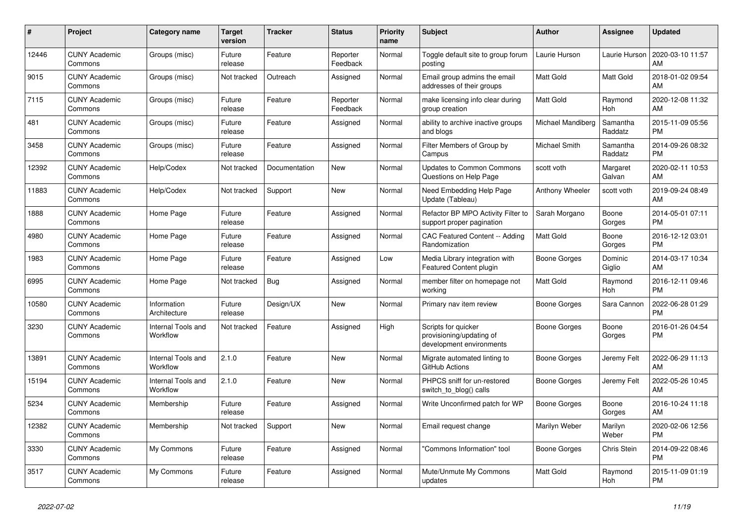| # | Project | Category name | Target version | Tracker | Status | Priority name | Subject | Author | Assignee | Updated |
|---|---|---|---|---|---|---|---|---|---|---|
| 12446 | CUNY Academic Commons | Groups (misc) | Future release | Feature | Reporter Feedback | Normal | Toggle default site to group forum posting | Laurie Hurson | Laurie Hurson | 2020-03-10 11:57 AM |
| 9015 | CUNY Academic Commons | Groups (misc) | Not tracked | Outreach | Assigned | Normal | Email group admins the email addresses of their groups | Matt Gold | Matt Gold | 2018-01-02 09:54 AM |
| 7115 | CUNY Academic Commons | Groups (misc) | Future release | Feature | Reporter Feedback | Normal | make licensing info clear during group creation | Matt Gold | Raymond Hoh | 2020-12-08 11:32 AM |
| 481 | CUNY Academic Commons | Groups (misc) | Future release | Feature | Assigned | Normal | ability to archive inactive groups and blogs | Michael Mandiberg | Samantha Raddatz | 2015-11-09 05:56 PM |
| 3458 | CUNY Academic Commons | Groups (misc) | Future release | Feature | Assigned | Normal | Filter Members of Group by Campus | Michael Smith | Samantha Raddatz | 2014-09-26 08:32 PM |
| 12392 | CUNY Academic Commons | Help/Codex | Not tracked | Documentation | New | Normal | Updates to Common Commons Questions on Help Page | scott voth | Margaret Galvan | 2020-02-11 10:53 AM |
| 11883 | CUNY Academic Commons | Help/Codex | Not tracked | Support | New | Normal | Need Embedding Help Page Update (Tableau) | Anthony Wheeler | scott voth | 2019-09-24 08:49 AM |
| 1888 | CUNY Academic Commons | Home Page | Future release | Feature | Assigned | Normal | Refactor BP MPO Activity Filter to support proper pagination | Sarah Morgano | Boone Gorges | 2014-05-01 07:11 PM |
| 4980 | CUNY Academic Commons | Home Page | Future release | Feature | Assigned | Normal | CAC Featured Content -- Adding Randomization | Matt Gold | Boone Gorges | 2016-12-12 03:01 PM |
| 1983 | CUNY Academic Commons | Home Page | Future release | Feature | Assigned | Low | Media Library integration with Featured Content plugin | Boone Gorges | Dominic Giglio | 2014-03-17 10:34 AM |
| 6995 | CUNY Academic Commons | Home Page | Not tracked | Bug | Assigned | Normal | member filter on homepage not working | Matt Gold | Raymond Hoh | 2016-12-11 09:46 PM |
| 10580 | CUNY Academic Commons | Information Architecture | Future release | Design/UX | New | Normal | Primary nav item review | Boone Gorges | Sara Cannon | 2022-06-28 01:29 PM |
| 3230 | CUNY Academic Commons | Internal Tools and Workflow | Not tracked | Feature | Assigned | High | Scripts for quicker provisioning/updating of development environments | Boone Gorges | Boone Gorges | 2016-01-26 04:54 PM |
| 13891 | CUNY Academic Commons | Internal Tools and Workflow | 2.1.0 | Feature | New | Normal | Migrate automated linting to GitHub Actions | Boone Gorges | Jeremy Felt | 2022-06-29 11:13 AM |
| 15194 | CUNY Academic Commons | Internal Tools and Workflow | 2.1.0 | Feature | New | Normal | PHPCS sniff for un-restored switch_to_blog() calls | Boone Gorges | Jeremy Felt | 2022-05-26 10:45 AM |
| 5234 | CUNY Academic Commons | Membership | Future release | Feature | Assigned | Normal | Write Unconfirmed patch for WP | Boone Gorges | Boone Gorges | 2016-10-24 11:18 AM |
| 12382 | CUNY Academic Commons | Membership | Not tracked | Support | New | Normal | Email request change | Marilyn Weber | Marilyn Weber | 2020-02-06 12:56 PM |
| 3330 | CUNY Academic Commons | My Commons | Future release | Feature | Assigned | Normal | "Commons Information" tool | Boone Gorges | Chris Stein | 2014-09-22 08:46 PM |
| 3517 | CUNY Academic Commons | My Commons | Future release | Feature | Assigned | Normal | Mute/Unmute My Commons updates | Matt Gold | Raymond Hoh | 2015-11-09 01:19 PM |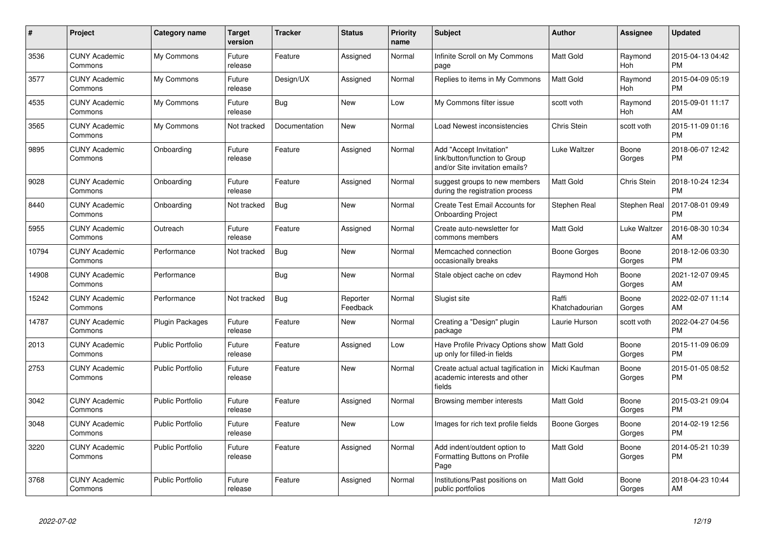| # | Project | Category name | Target version | Tracker | Status | Priority name | Subject | Author | Assignee | Updated |
|---|---|---|---|---|---|---|---|---|---|---|
| 3536 | CUNY Academic Commons | My Commons | Future release | Feature | Assigned | Normal | Infinite Scroll on My Commons page | Matt Gold | Raymond Hoh | 2015-04-13 04:42 PM |
| 3577 | CUNY Academic Commons | My Commons | Future release | Design/UX | Assigned | Normal | Replies to items in My Commons | Matt Gold | Raymond Hoh | 2015-04-09 05:19 PM |
| 4535 | CUNY Academic Commons | My Commons | Future release | Bug | New | Low | My Commons filter issue | scott voth | Raymond Hoh | 2015-09-01 11:17 AM |
| 3565 | CUNY Academic Commons | My Commons | Not tracked | Documentation | New | Normal | Load Newest inconsistencies | Chris Stein | scott voth | 2015-11-09 01:16 PM |
| 9895 | CUNY Academic Commons | Onboarding | Future release | Feature | Assigned | Normal | Add "Accept Invitation" link/button/function to Group and/or Site invitation emails? | Luke Waltzer | Boone Gorges | 2018-06-07 12:42 PM |
| 9028 | CUNY Academic Commons | Onboarding | Future release | Feature | Assigned | Normal | suggest groups to new members during the registration process | Matt Gold | Chris Stein | 2018-10-24 12:34 PM |
| 8440 | CUNY Academic Commons | Onboarding | Not tracked | Bug | New | Normal | Create Test Email Accounts for Onboarding Project | Stephen Real | Stephen Real | 2017-08-01 09:49 PM |
| 5955 | CUNY Academic Commons | Outreach | Future release | Feature | Assigned | Normal | Create auto-newsletter for commons members | Matt Gold | Luke Waltzer | 2016-08-30 10:34 AM |
| 10794 | CUNY Academic Commons | Performance | Not tracked | Bug | New | Normal | Memcached connection occasionally breaks | Boone Gorges | Boone Gorges | 2018-12-06 03:30 PM |
| 14908 | CUNY Academic Commons | Performance | | Bug | New | Normal | Stale object cache on cdev | Raymond Hoh | Boone Gorges | 2021-12-07 09:45 AM |
| 15242 | CUNY Academic Commons | Performance | Not tracked | Bug | Reporter Feedback | Normal | Slugist site | Raffi Khatchadourian | Boone Gorges | 2022-02-07 11:14 AM |
| 14787 | CUNY Academic Commons | Plugin Packages | Future release | Feature | New | Normal | Creating a "Design" plugin package | Laurie Hurson | scott voth | 2022-04-27 04:56 PM |
| 2013 | CUNY Academic Commons | Public Portfolio | Future release | Feature | Assigned | Low | Have Profile Privacy Options show up only for filled-in fields | Matt Gold | Boone Gorges | 2015-11-09 06:09 PM |
| 2753 | CUNY Academic Commons | Public Portfolio | Future release | Feature | New | Normal | Create actual actual tagification in academic interests and other fields | Micki Kaufman | Boone Gorges | 2015-01-05 08:52 PM |
| 3042 | CUNY Academic Commons | Public Portfolio | Future release | Feature | Assigned | Normal | Browsing member interests | Matt Gold | Boone Gorges | 2015-03-21 09:04 PM |
| 3048 | CUNY Academic Commons | Public Portfolio | Future release | Feature | New | Low | Images for rich text profile fields | Boone Gorges | Boone Gorges | 2014-02-19 12:56 PM |
| 3220 | CUNY Academic Commons | Public Portfolio | Future release | Feature | Assigned | Normal | Add indent/outdent option to Formatting Buttons on Profile Page | Matt Gold | Boone Gorges | 2014-05-21 10:39 PM |
| 3768 | CUNY Academic Commons | Public Portfolio | Future release | Feature | Assigned | Normal | Institutions/Past positions on public portfolios | Matt Gold | Boone Gorges | 2018-04-23 10:44 AM |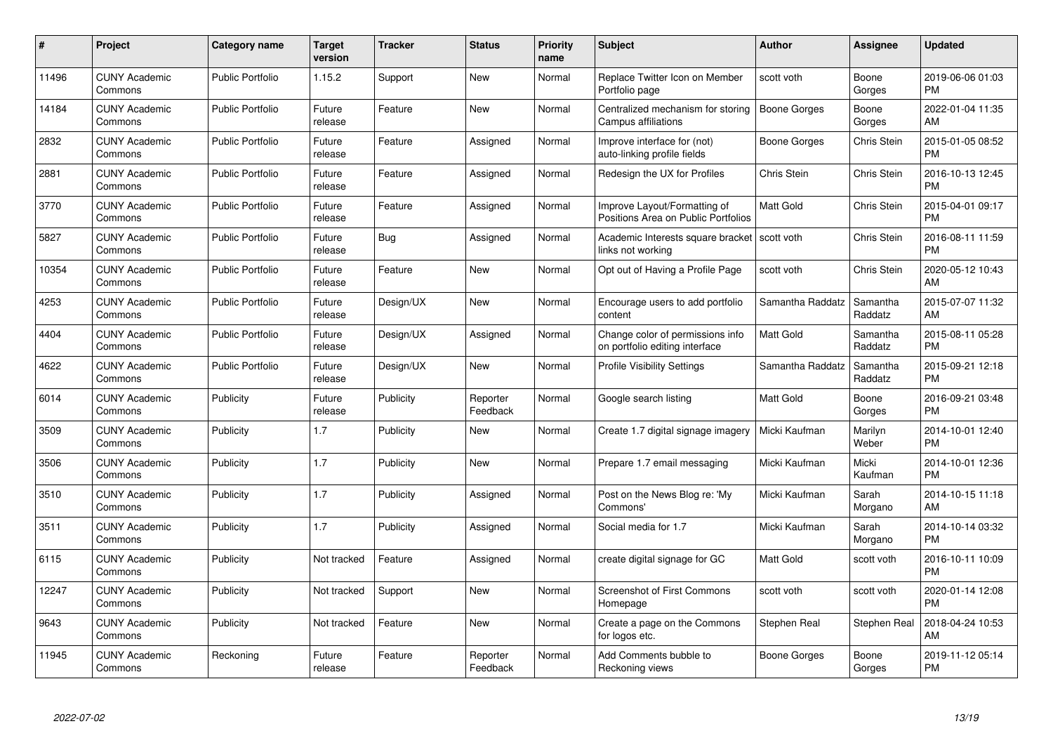| # | Project | Category name | Target version | Tracker | Status | Priority name | Subject | Author | Assignee | Updated |
|---|---|---|---|---|---|---|---|---|---|---|
| 11496 | CUNY Academic Commons | Public Portfolio | 1.15.2 | Support | New | Normal | Replace Twitter Icon on Member Portfolio page | scott voth | Boone Gorges | 2019-06-06 01:03 PM |
| 14184 | CUNY Academic Commons | Public Portfolio | Future release | Feature | New | Normal | Centralized mechanism for storing Campus affiliations | Boone Gorges | Boone Gorges | 2022-01-04 11:35 AM |
| 2832 | CUNY Academic Commons | Public Portfolio | Future release | Feature | Assigned | Normal | Improve interface for (not) auto-linking profile fields | Boone Gorges | Chris Stein | 2015-01-05 08:52 PM |
| 2881 | CUNY Academic Commons | Public Portfolio | Future release | Feature | Assigned | Normal | Redesign the UX for Profiles | Chris Stein | Chris Stein | 2016-10-13 12:45 PM |
| 3770 | CUNY Academic Commons | Public Portfolio | Future release | Feature | Assigned | Normal | Improve Layout/Formatting of Positions Area on Public Portfolios | Matt Gold | Chris Stein | 2015-04-01 09:17 PM |
| 5827 | CUNY Academic Commons | Public Portfolio | Future release | Bug | Assigned | Normal | Academic Interests square bracket links not working | scott voth | Chris Stein | 2016-08-11 11:59 PM |
| 10354 | CUNY Academic Commons | Public Portfolio | Future release | Feature | New | Normal | Opt out of Having a Profile Page | scott voth | Chris Stein | 2020-05-12 10:43 AM |
| 4253 | CUNY Academic Commons | Public Portfolio | Future release | Design/UX | New | Normal | Encourage users to add portfolio content | Samantha Raddatz | Samantha Raddatz | 2015-07-07 11:32 AM |
| 4404 | CUNY Academic Commons | Public Portfolio | Future release | Design/UX | Assigned | Normal | Change color of permissions info on portfolio editing interface | Matt Gold | Samantha Raddatz | 2015-08-11 05:28 PM |
| 4622 | CUNY Academic Commons | Public Portfolio | Future release | Design/UX | New | Normal | Profile Visibility Settings | Samantha Raddatz | Samantha Raddatz | 2015-09-21 12:18 PM |
| 6014 | CUNY Academic Commons | Publicity | Future release | Publicity | Reporter Feedback | Normal | Google search listing | Matt Gold | Boone Gorges | 2016-09-21 03:48 PM |
| 3509 | CUNY Academic Commons | Publicity | 1.7 | Publicity | New | Normal | Create 1.7 digital signage imagery | Micki Kaufman | Marilyn Weber | 2014-10-01 12:40 PM |
| 3506 | CUNY Academic Commons | Publicity | 1.7 | Publicity | New | Normal | Prepare 1.7 email messaging | Micki Kaufman | Micki Kaufman | 2014-10-01 12:36 PM |
| 3510 | CUNY Academic Commons | Publicity | 1.7 | Publicity | Assigned | Normal | Post on the News Blog re: 'My Commons' | Micki Kaufman | Sarah Morgano | 2014-10-15 11:18 AM |
| 3511 | CUNY Academic Commons | Publicity | 1.7 | Publicity | Assigned | Normal | Social media for 1.7 | Micki Kaufman | Sarah Morgano | 2014-10-14 03:32 PM |
| 6115 | CUNY Academic Commons | Publicity | Not tracked | Feature | Assigned | Normal | create digital signage for GC | Matt Gold | scott voth | 2016-10-11 10:09 PM |
| 12247 | CUNY Academic Commons | Publicity | Not tracked | Support | New | Normal | Screenshot of First Commons Homepage | scott voth | scott voth | 2020-01-14 12:08 PM |
| 9643 | CUNY Academic Commons | Publicity | Not tracked | Feature | New | Normal | Create a page on the Commons for logos etc. | Stephen Real | Stephen Real | 2018-04-24 10:53 AM |
| 11945 | CUNY Academic Commons | Reckoning | Future release | Feature | Reporter Feedback | Normal | Add Comments bubble to Reckoning views | Boone Gorges | Boone Gorges | 2019-11-12 05:14 PM |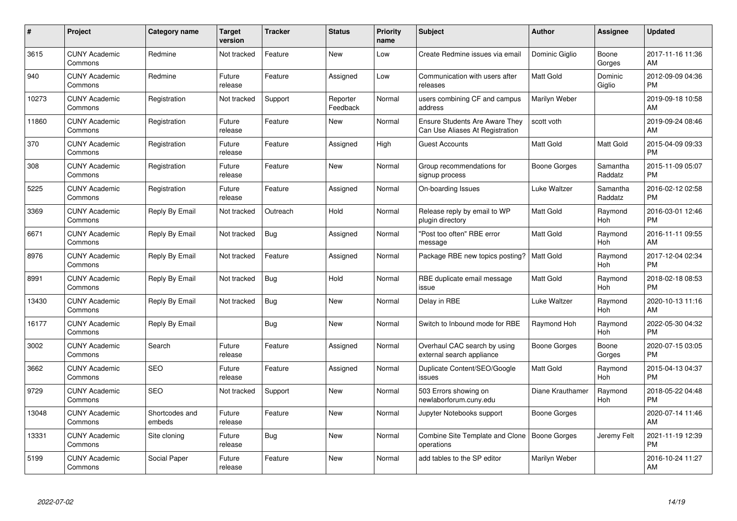| # | Project | Category name | Target version | Tracker | Status | Priority name | Subject | Author | Assignee | Updated |
|---|---|---|---|---|---|---|---|---|---|---|
| 3615 | CUNY Academic Commons | Redmine | Not tracked | Feature | New | Low | Create Redmine issues via email | Dominic Giglio | Boone Gorges | 2017-11-16 11:36 AM |
| 940 | CUNY Academic Commons | Redmine | Future release | Feature | Assigned | Low | Communication with users after releases | Matt Gold | Dominic Giglio | 2012-09-09 04:36 PM |
| 10273 | CUNY Academic Commons | Registration | Not tracked | Support | Reporter Feedback | Normal | users combining CF and campus address | Marilyn Weber | | 2019-09-18 10:58 AM |
| 11860 | CUNY Academic Commons | Registration | Future release | Feature | New | Normal | Ensure Students Are Aware They Can Use Aliases At Registration | scott voth | | 2019-09-24 08:46 AM |
| 370 | CUNY Academic Commons | Registration | Future release | Feature | Assigned | High | Guest Accounts | Matt Gold | Matt Gold | 2015-04-09 09:33 PM |
| 308 | CUNY Academic Commons | Registration | Future release | Feature | New | Normal | Group recommendations for signup process | Boone Gorges | Samantha Raddatz | 2015-11-09 05:07 PM |
| 5225 | CUNY Academic Commons | Registration | Future release | Feature | Assigned | Normal | On-boarding Issues | Luke Waltzer | Samantha Raddatz | 2016-02-12 02:58 PM |
| 3369 | CUNY Academic Commons | Reply By Email | Not tracked | Outreach | Hold | Normal | Release reply by email to WP plugin directory | Matt Gold | Raymond Hoh | 2016-03-01 12:46 PM |
| 6671 | CUNY Academic Commons | Reply By Email | Not tracked | Bug | Assigned | Normal | "Post too often" RBE error message | Matt Gold | Raymond Hoh | 2016-11-11 09:55 AM |
| 8976 | CUNY Academic Commons | Reply By Email | Not tracked | Feature | Assigned | Normal | Package RBE new topics posting? | Matt Gold | Raymond Hoh | 2017-12-04 02:34 PM |
| 8991 | CUNY Academic Commons | Reply By Email | Not tracked | Bug | Hold | Normal | RBE duplicate email message issue | Matt Gold | Raymond Hoh | 2018-02-18 08:53 PM |
| 13430 | CUNY Academic Commons | Reply By Email | Not tracked | Bug | New | Normal | Delay in RBE | Luke Waltzer | Raymond Hoh | 2020-10-13 11:16 AM |
| 16177 | CUNY Academic Commons | Reply By Email | | Bug | New | Normal | Switch to Inbound mode for RBE | Raymond Hoh | Raymond Hoh | 2022-05-30 04:32 PM |
| 3002 | CUNY Academic Commons | Search | Future release | Feature | Assigned | Normal | Overhaul CAC search by using external search appliance | Boone Gorges | Boone Gorges | 2020-07-15 03:05 PM |
| 3662 | CUNY Academic Commons | SEO | Future release | Feature | Assigned | Normal | Duplicate Content/SEO/Google issues | Matt Gold | Raymond Hoh | 2015-04-13 04:37 PM |
| 9729 | CUNY Academic Commons | SEO | Not tracked | Support | New | Normal | 503 Errors showing on newlaborforum.cuny.edu | Diane Krauthamer | Raymond Hoh | 2018-05-22 04:48 PM |
| 13048 | CUNY Academic Commons | Shortcodes and embeds | Future release | Feature | New | Normal | Jupyter Notebooks support | Boone Gorges | | 2020-07-14 11:46 AM |
| 13331 | CUNY Academic Commons | Site cloning | Future release | Bug | New | Normal | Combine Site Template and Clone operations | Boone Gorges | Jeremy Felt | 2021-11-19 12:39 PM |
| 5199 | CUNY Academic Commons | Social Paper | Future release | Feature | New | Normal | add tables to the SP editor | Marilyn Weber | | 2016-10-24 11:27 AM |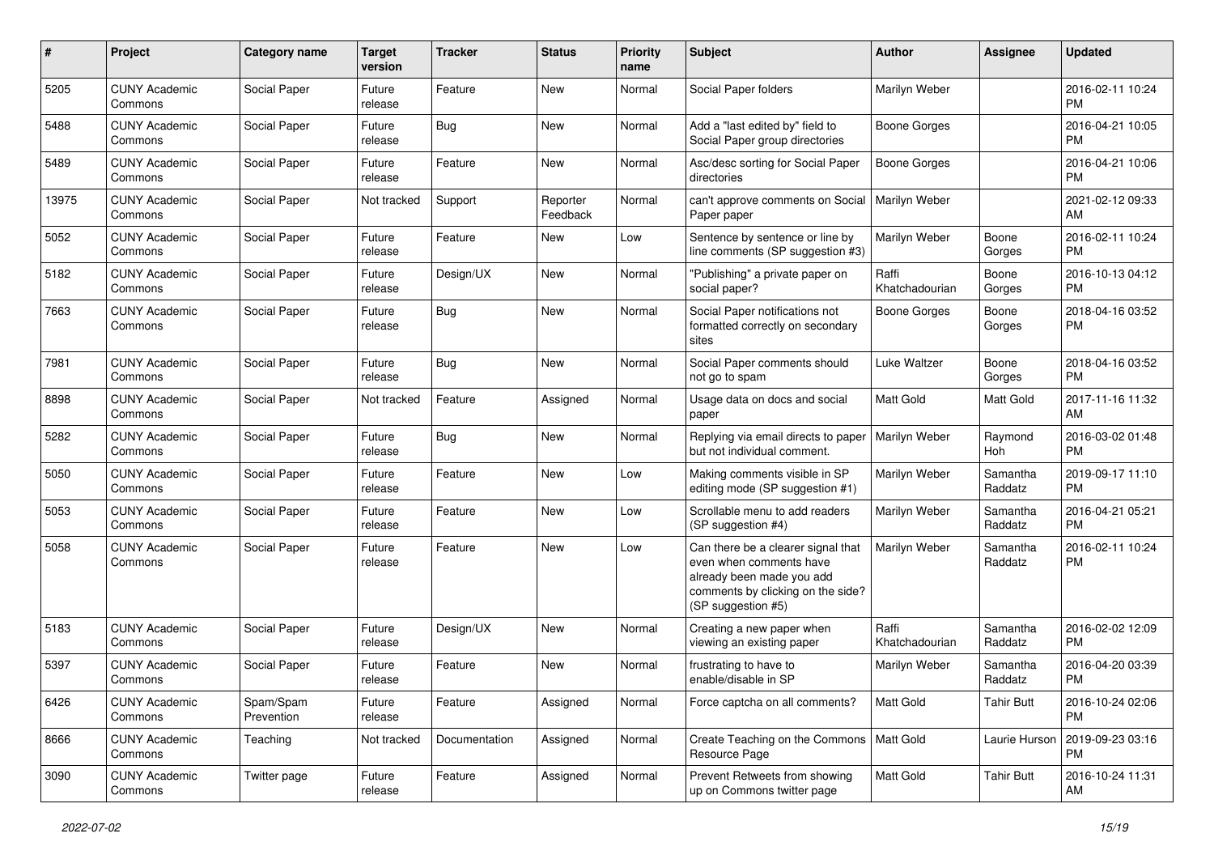| # | Project | Category name | Target version | Tracker | Status | Priority name | Subject | Author | Assignee | Updated |
|---|---|---|---|---|---|---|---|---|---|---|
| 5205 | CUNY Academic Commons | Social Paper | Future release | Feature | New | Normal | Social Paper folders | Marilyn Weber | | 2016-02-11 10:24 PM |
| 5488 | CUNY Academic Commons | Social Paper | Future release | Bug | New | Normal | Add a "last edited by" field to Social Paper group directories | Boone Gorges | | 2016-04-21 10:05 PM |
| 5489 | CUNY Academic Commons | Social Paper | Future release | Feature | New | Normal | Asc/desc sorting for Social Paper directories | Boone Gorges | | 2016-04-21 10:06 PM |
| 13975 | CUNY Academic Commons | Social Paper | Not tracked | Support | Reporter Feedback | Normal | can't approve comments on Social Paper paper | Marilyn Weber | | 2021-02-12 09:33 AM |
| 5052 | CUNY Academic Commons | Social Paper | Future release | Feature | New | Low | Sentence by sentence or line by line comments (SP suggestion #3) | Marilyn Weber | Boone Gorges | 2016-02-11 10:24 PM |
| 5182 | CUNY Academic Commons | Social Paper | Future release | Design/UX | New | Normal | "Publishing" a private paper on social paper? | Raffi Khatchadourian | Boone Gorges | 2016-10-13 04:12 PM |
| 7663 | CUNY Academic Commons | Social Paper | Future release | Bug | New | Normal | Social Paper notifications not formatted correctly on secondary sites | Boone Gorges | Boone Gorges | 2018-04-16 03:52 PM |
| 7981 | CUNY Academic Commons | Social Paper | Future release | Bug | New | Normal | Social Paper comments should not go to spam | Luke Waltzer | Boone Gorges | 2018-04-16 03:52 PM |
| 8898 | CUNY Academic Commons | Social Paper | Not tracked | Feature | Assigned | Normal | Usage data on docs and social paper | Matt Gold | Matt Gold | 2017-11-16 11:32 AM |
| 5282 | CUNY Academic Commons | Social Paper | Future release | Bug | New | Normal | Replying via email directs to paper but not individual comment. | Marilyn Weber | Raymond Hoh | 2016-03-02 01:48 PM |
| 5050 | CUNY Academic Commons | Social Paper | Future release | Feature | New | Low | Making comments visible in SP editing mode (SP suggestion #1) | Marilyn Weber | Samantha Raddatz | 2019-09-17 11:10 PM |
| 5053 | CUNY Academic Commons | Social Paper | Future release | Feature | New | Low | Scrollable menu to add readers (SP suggestion #4) | Marilyn Weber | Samantha Raddatz | 2016-04-21 05:21 PM |
| 5058 | CUNY Academic Commons | Social Paper | Future release | Feature | New | Low | Can there be a clearer signal that even when comments have already been made you add comments by clicking on the side? (SP suggestion #5) | Marilyn Weber | Samantha Raddatz | 2016-02-11 10:24 PM |
| 5183 | CUNY Academic Commons | Social Paper | Future release | Design/UX | New | Normal | Creating a new paper when viewing an existing paper | Raffi Khatchadourian | Samantha Raddatz | 2016-02-02 12:09 PM |
| 5397 | CUNY Academic Commons | Social Paper | Future release | Feature | New | Normal | frustrating to have to enable/disable in SP | Marilyn Weber | Samantha Raddatz | 2016-04-20 03:39 PM |
| 6426 | CUNY Academic Commons | Spam/Spam Prevention | Future release | Feature | Assigned | Normal | Force captcha on all comments? | Matt Gold | Tahir Butt | 2016-10-24 02:06 PM |
| 8666 | CUNY Academic Commons | Teaching | Not tracked | Documentation | Assigned | Normal | Create Teaching on the Commons Resource Page | Matt Gold | Laurie Hurson | 2019-09-23 03:16 PM |
| 3090 | CUNY Academic Commons | Twitter page | Future release | Feature | Assigned | Normal | Prevent Retweets from showing up on Commons twitter page | Matt Gold | Tahir Butt | 2016-10-24 11:31 AM |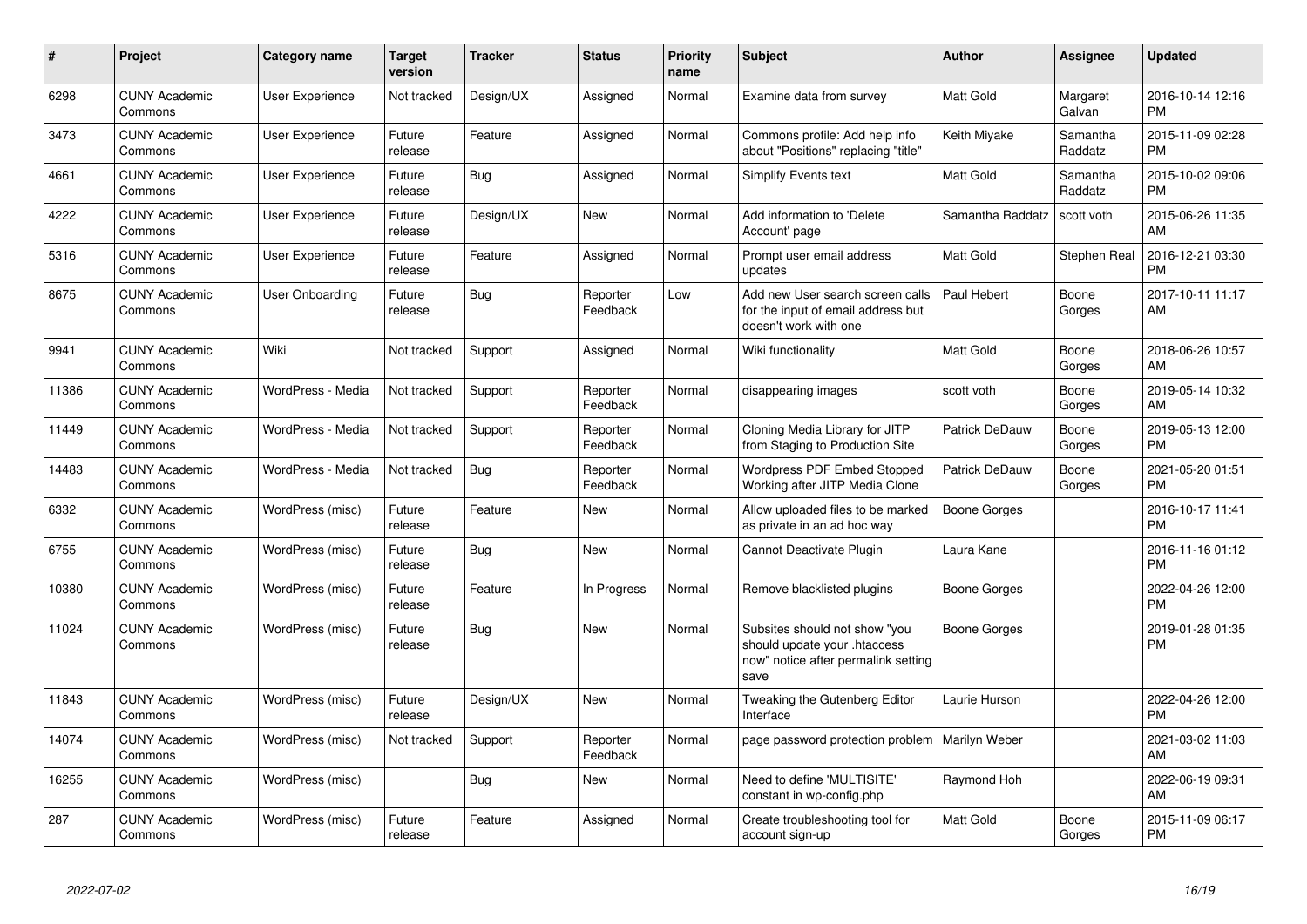| # | Project | Category name | Target version | Tracker | Status | Priority name | Subject | Author | Assignee | Updated |
|---|---|---|---|---|---|---|---|---|---|---|
| 6298 | CUNY Academic Commons | User Experience | Not tracked | Design/UX | Assigned | Normal | Examine data from survey | Matt Gold | Margaret Galvan | 2016-10-14 12:16 PM |
| 3473 | CUNY Academic Commons | User Experience | Future release | Feature | Assigned | Normal | Commons profile: Add help info about "Positions" replacing "title" | Keith Miyake | Samantha Raddatz | 2015-11-09 02:28 PM |
| 4661 | CUNY Academic Commons | User Experience | Future release | Bug | Assigned | Normal | Simplify Events text | Matt Gold | Samantha Raddatz | 2015-10-02 09:06 PM |
| 4222 | CUNY Academic Commons | User Experience | Future release | Design/UX | New | Normal | Add information to 'Delete Account' page | Samantha Raddatz | scott voth | 2015-06-26 11:35 AM |
| 5316 | CUNY Academic Commons | User Experience | Future release | Feature | Assigned | Normal | Prompt user email address updates | Matt Gold | Stephen Real | 2016-12-21 03:30 PM |
| 8675 | CUNY Academic Commons | User Onboarding | Future release | Bug | Reporter Feedback | Low | Add new User search screen calls for the input of email address but doesn't work with one | Paul Hebert | Boone Gorges | 2017-10-11 11:17 AM |
| 9941 | CUNY Academic Commons | Wiki | Not tracked | Support | Assigned | Normal | Wiki functionality | Matt Gold | Boone Gorges | 2018-06-26 10:57 AM |
| 11386 | CUNY Academic Commons | WordPress - Media | Not tracked | Support | Reporter Feedback | Normal | disappearing images | scott voth | Boone Gorges | 2019-05-14 10:32 AM |
| 11449 | CUNY Academic Commons | WordPress - Media | Not tracked | Support | Reporter Feedback | Normal | Cloning Media Library for JITP from Staging to Production Site | Patrick DeDauw | Boone Gorges | 2019-05-13 12:00 PM |
| 14483 | CUNY Academic Commons | WordPress - Media | Not tracked | Bug | Reporter Feedback | Normal | Wordpress PDF Embed Stopped Working after JITP Media Clone | Patrick DeDauw | Boone Gorges | 2021-05-20 01:51 PM |
| 6332 | CUNY Academic Commons | WordPress (misc) | Future release | Feature | New | Normal | Allow uploaded files to be marked as private in an ad hoc way | Boone Gorges | | 2016-10-17 11:41 PM |
| 6755 | CUNY Academic Commons | WordPress (misc) | Future release | Bug | New | Normal | Cannot Deactivate Plugin | Laura Kane | | 2016-11-16 01:12 PM |
| 10380 | CUNY Academic Commons | WordPress (misc) | Future release | Feature | In Progress | Normal | Remove blacklisted plugins | Boone Gorges | | 2022-04-26 12:00 PM |
| 11024 | CUNY Academic Commons | WordPress (misc) | Future release | Bug | New | Normal | Subsites should not show "you should update your .htaccess now" notice after permalink setting save | Boone Gorges | | 2019-01-28 01:35 PM |
| 11843 | CUNY Academic Commons | WordPress (misc) | Future release | Design/UX | New | Normal | Tweaking the Gutenberg Editor Interface | Laurie Hurson | | 2022-04-26 12:00 PM |
| 14074 | CUNY Academic Commons | WordPress (misc) | Not tracked | Support | Reporter Feedback | Normal | page password protection problem | Marilyn Weber | | 2021-03-02 11:03 AM |
| 16255 | CUNY Academic Commons | WordPress (misc) | | Bug | New | Normal | Need to define 'MULTISITE' constant in wp-config.php | Raymond Hoh | | 2022-06-19 09:31 AM |
| 287 | CUNY Academic Commons | WordPress (misc) | Future release | Feature | Assigned | Normal | Create troubleshooting tool for account sign-up | Matt Gold | Boone Gorges | 2015-11-09 06:17 PM |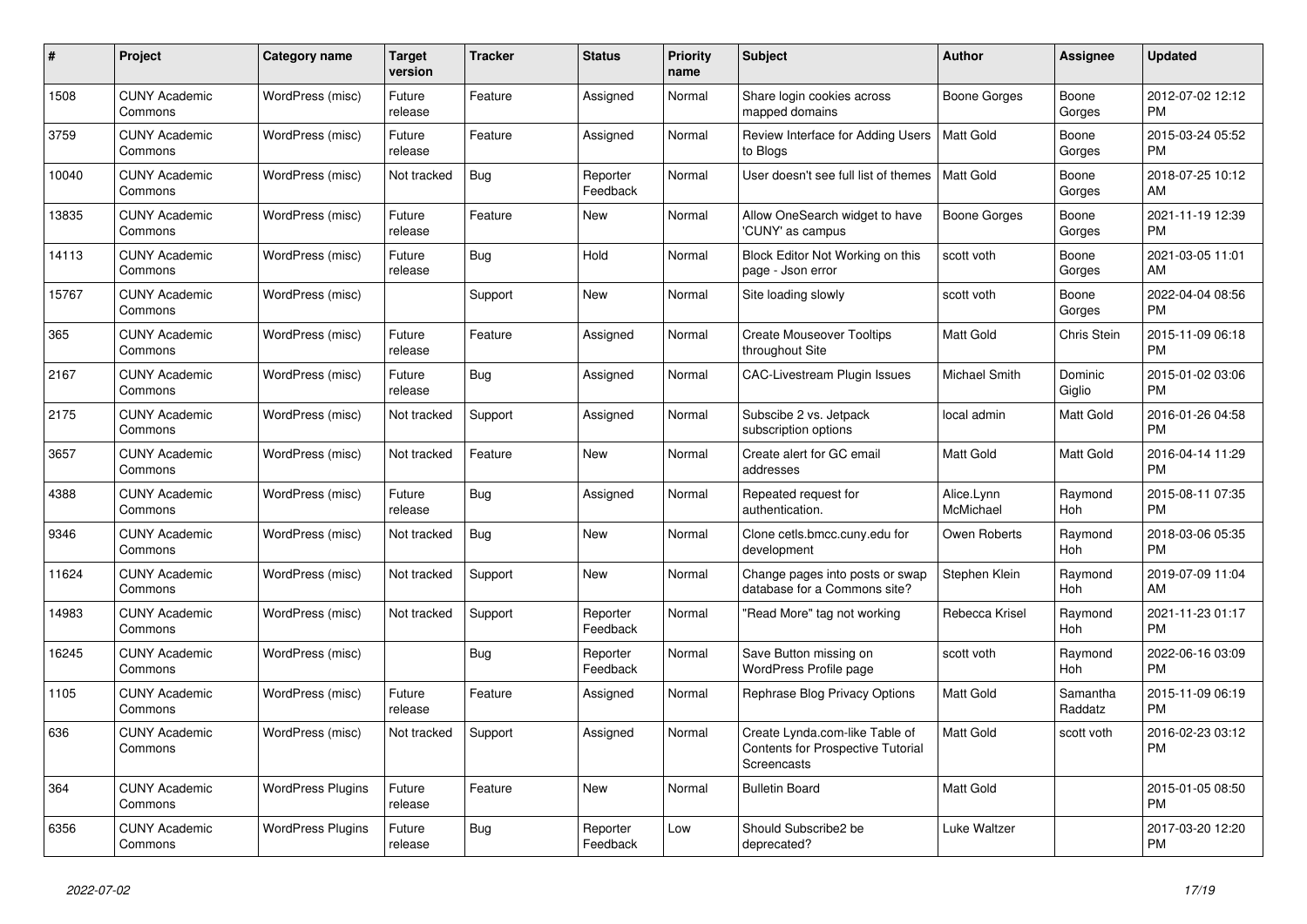| # | Project | Category name | Target version | Tracker | Status | Priority name | Subject | Author | Assignee | Updated |
|---|---|---|---|---|---|---|---|---|---|---|
| 1508 | CUNY Academic Commons | WordPress (misc) | Future release | Feature | Assigned | Normal | Share login cookies across mapped domains | Boone Gorges | Boone Gorges | 2012-07-02 12:12 PM |
| 3759 | CUNY Academic Commons | WordPress (misc) | Future release | Feature | Assigned | Normal | Review Interface for Adding Users to Blogs | Matt Gold | Boone Gorges | 2015-03-24 05:52 PM |
| 10040 | CUNY Academic Commons | WordPress (misc) | Not tracked | Bug | Reporter Feedback | Normal | User doesn't see full list of themes | Matt Gold | Boone Gorges | 2018-07-25 10:12 AM |
| 13835 | CUNY Academic Commons | WordPress (misc) | Future release | Feature | New | Normal | Allow OneSearch widget to have 'CUNY' as campus | Boone Gorges | Boone Gorges | 2021-11-19 12:39 PM |
| 14113 | CUNY Academic Commons | WordPress (misc) | Future release | Bug | Hold | Normal | Block Editor Not Working on this page - Json error | scott voth | Boone Gorges | 2021-03-05 11:01 AM |
| 15767 | CUNY Academic Commons | WordPress (misc) | | Support | New | Normal | Site loading slowly | scott voth | Boone Gorges | 2022-04-04 08:56 PM |
| 365 | CUNY Academic Commons | WordPress (misc) | Future release | Feature | Assigned | Normal | Create Mouseover Tooltips throughout Site | Matt Gold | Chris Stein | 2015-11-09 06:18 PM |
| 2167 | CUNY Academic Commons | WordPress (misc) | Future release | Bug | Assigned | Normal | CAC-Livestream Plugin Issues | Michael Smith | Dominic Giglio | 2015-01-02 03:06 PM |
| 2175 | CUNY Academic Commons | WordPress (misc) | Not tracked | Support | Assigned | Normal | Subscibe 2 vs. Jetpack subscription options | local admin | Matt Gold | 2016-01-26 04:58 PM |
| 3657 | CUNY Academic Commons | WordPress (misc) | Not tracked | Feature | New | Normal | Create alert for GC email addresses | Matt Gold | Matt Gold | 2016-04-14 11:29 PM |
| 4388 | CUNY Academic Commons | WordPress (misc) | Future release | Bug | Assigned | Normal | Repeated request for authentication. | Alice.Lynn McMichael | Raymond Hoh | 2015-08-11 07:35 PM |
| 9346 | CUNY Academic Commons | WordPress (misc) | Not tracked | Bug | New | Normal | Clone cetls.bmcc.cuny.edu for development | Owen Roberts | Raymond Hoh | 2018-03-06 05:35 PM |
| 11624 | CUNY Academic Commons | WordPress (misc) | Not tracked | Support | New | Normal | Change pages into posts or swap database for a Commons site? | Stephen Klein | Raymond Hoh | 2019-07-09 11:04 AM |
| 14983 | CUNY Academic Commons | WordPress (misc) | Not tracked | Support | Reporter Feedback | Normal | "Read More" tag not working | Rebecca Krisel | Raymond Hoh | 2021-11-23 01:17 PM |
| 16245 | CUNY Academic Commons | WordPress (misc) | | Bug | Reporter Feedback | Normal | Save Button missing on WordPress Profile page | scott voth | Raymond Hoh | 2022-06-16 03:09 PM |
| 1105 | CUNY Academic Commons | WordPress (misc) | Future release | Feature | Assigned | Normal | Rephrase Blog Privacy Options | Matt Gold | Samantha Raddatz | 2015-11-09 06:19 PM |
| 636 | CUNY Academic Commons | WordPress (misc) | Not tracked | Support | Assigned | Normal | Create Lynda.com-like Table of Contents for Prospective Tutorial Screencasts | Matt Gold | scott voth | 2016-02-23 03:12 PM |
| 364 | CUNY Academic Commons | WordPress Plugins | Future release | Feature | New | Normal | Bulletin Board | Matt Gold | | 2015-01-05 08:50 PM |
| 6356 | CUNY Academic Commons | WordPress Plugins | Future release | Bug | Reporter Feedback | Low | Should Subscribe2 be deprecated? | Luke Waltzer | | 2017-03-20 12:20 PM |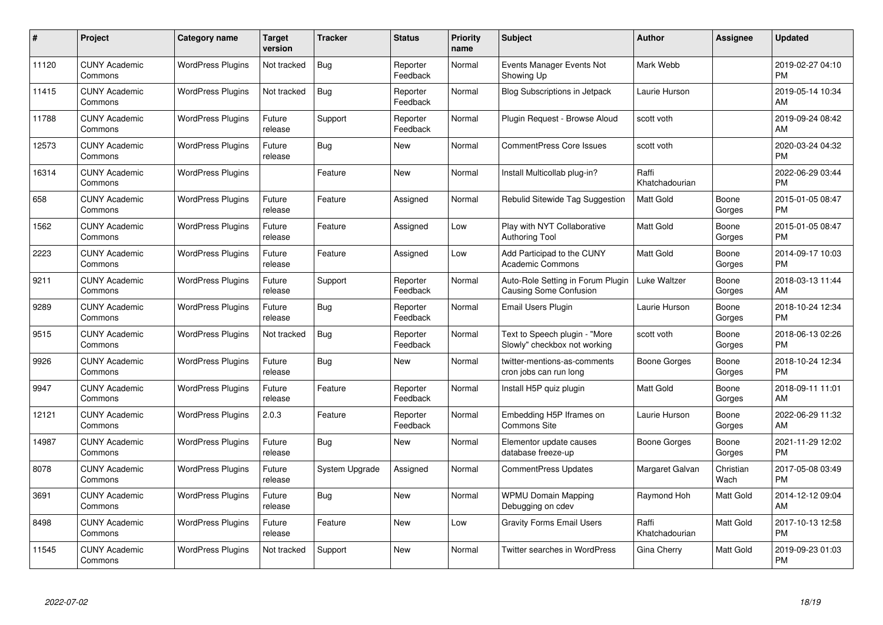| # | Project | Category name | Target version | Tracker | Status | Priority name | Subject | Author | Assignee | Updated |
|---|---|---|---|---|---|---|---|---|---|---|
| 11120 | CUNY Academic Commons | WordPress Plugins | Not tracked | Bug | Reporter Feedback | Normal | Events Manager Events Not Showing Up | Mark Webb | | 2019-02-27 04:10 PM |
| 11415 | CUNY Academic Commons | WordPress Plugins | Not tracked | Bug | Reporter Feedback | Normal | Blog Subscriptions in Jetpack | Laurie Hurson | | 2019-05-14 10:34 AM |
| 11788 | CUNY Academic Commons | WordPress Plugins | Future release | Support | Reporter Feedback | Normal | Plugin Request - Browse Aloud | scott voth | | 2019-09-24 08:42 AM |
| 12573 | CUNY Academic Commons | WordPress Plugins | Future release | Bug | New | Normal | CommentPress Core Issues | scott voth | | 2020-03-24 04:32 PM |
| 16314 | CUNY Academic Commons | WordPress Plugins | | Feature | New | Normal | Install Multicollab plug-in? | Raffi Khatchadourian | | 2022-06-29 03:44 PM |
| 658 | CUNY Academic Commons | WordPress Plugins | Future release | Feature | Assigned | Normal | Rebulid Sitewide Tag Suggestion | Matt Gold | Boone Gorges | 2015-01-05 08:47 PM |
| 1562 | CUNY Academic Commons | WordPress Plugins | Future release | Feature | Assigned | Low | Play with NYT Collaborative Authoring Tool | Matt Gold | Boone Gorges | 2015-01-05 08:47 PM |
| 2223 | CUNY Academic Commons | WordPress Plugins | Future release | Feature | Assigned | Low | Add Participad to the CUNY Academic Commons | Matt Gold | Boone Gorges | 2014-09-17 10:03 PM |
| 9211 | CUNY Academic Commons | WordPress Plugins | Future release | Support | Reporter Feedback | Normal | Auto-Role Setting in Forum Plugin Causing Some Confusion | Luke Waltzer | Boone Gorges | 2018-03-13 11:44 AM |
| 9289 | CUNY Academic Commons | WordPress Plugins | Future release | Bug | Reporter Feedback | Normal | Email Users Plugin | Laurie Hurson | Boone Gorges | 2018-10-24 12:34 PM |
| 9515 | CUNY Academic Commons | WordPress Plugins | Not tracked | Bug | Reporter Feedback | Normal | Text to Speech plugin - "More Slowly" checkbox not working | scott voth | Boone Gorges | 2018-06-13 02:26 PM |
| 9926 | CUNY Academic Commons | WordPress Plugins | Future release | Bug | New | Normal | twitter-mentions-as-comments cron jobs can run long | Boone Gorges | Boone Gorges | 2018-10-24 12:34 PM |
| 9947 | CUNY Academic Commons | WordPress Plugins | Future release | Feature | Reporter Feedback | Normal | Install H5P quiz plugin | Matt Gold | Boone Gorges | 2018-09-11 11:01 AM |
| 12121 | CUNY Academic Commons | WordPress Plugins | 2.0.3 | Feature | Reporter Feedback | Normal | Embedding H5P Iframes on Commons Site | Laurie Hurson | Boone Gorges | 2022-06-29 11:32 AM |
| 14987 | CUNY Academic Commons | WordPress Plugins | Future release | Bug | New | Normal | Elementor update causes database freeze-up | Boone Gorges | Boone Gorges | 2021-11-29 12:02 PM |
| 8078 | CUNY Academic Commons | WordPress Plugins | Future release | System Upgrade | Assigned | Normal | CommentPress Updates | Margaret Galvan | Christian Wach | 2017-05-08 03:49 PM |
| 3691 | CUNY Academic Commons | WordPress Plugins | Future release | Bug | New | Normal | WPMU Domain Mapping Debugging on cdev | Raymond Hoh | Matt Gold | 2014-12-12 09:04 AM |
| 8498 | CUNY Academic Commons | WordPress Plugins | Future release | Feature | New | Low | Gravity Forms Email Users | Raffi Khatchadourian | Matt Gold | 2017-10-13 12:58 PM |
| 11545 | CUNY Academic Commons | WordPress Plugins | Not tracked | Support | New | Normal | Twitter searches in WordPress | Gina Cherry | Matt Gold | 2019-09-23 01:03 PM |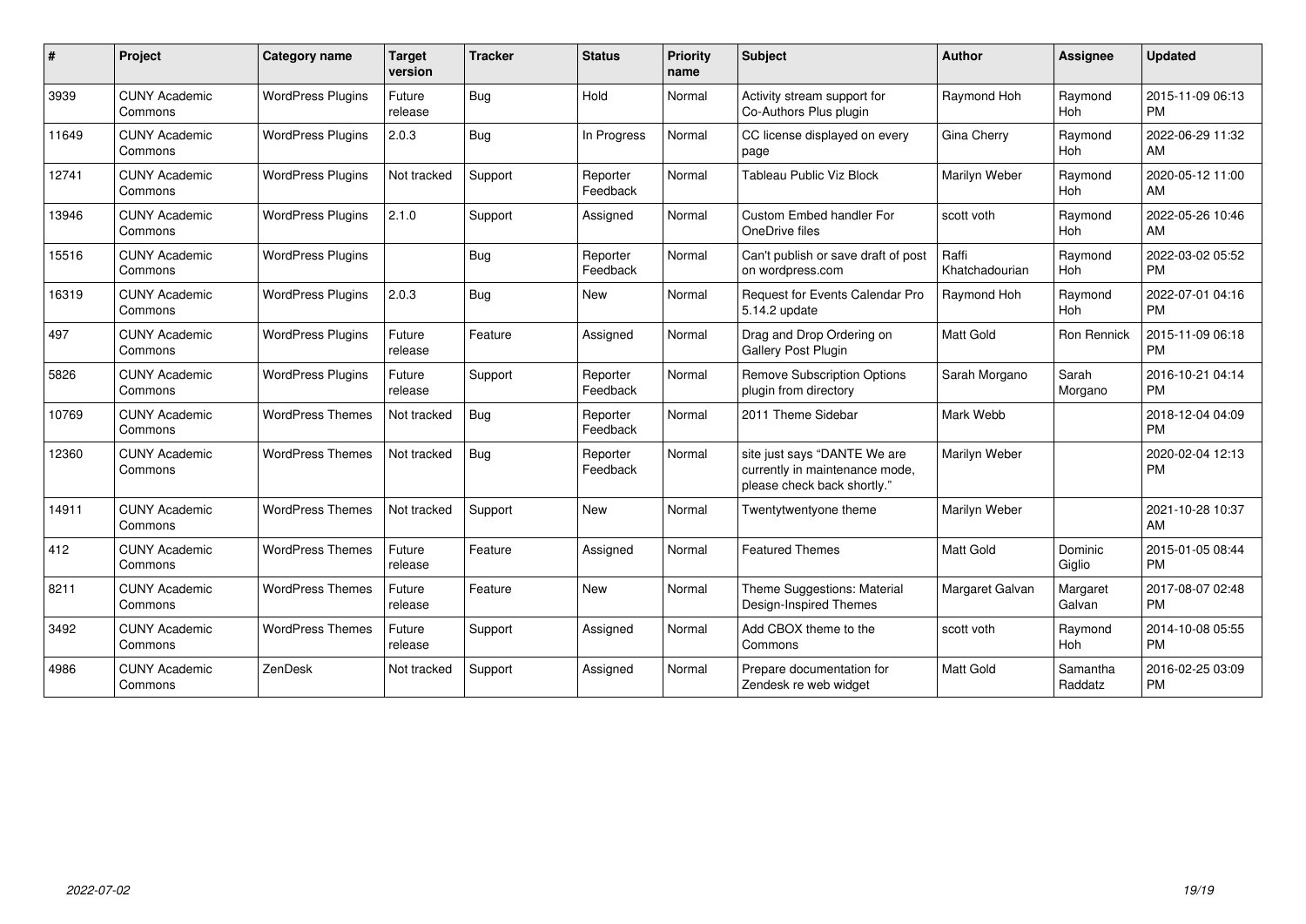| # | Project | Category name | Target version | Tracker | Status | Priority name | Subject | Author | Assignee | Updated |
|---|---|---|---|---|---|---|---|---|---|---|
| 3939 | CUNY Academic Commons | WordPress Plugins | Future release | Bug | Hold | Normal | Activity stream support for Co-Authors Plus plugin | Raymond Hoh | Raymond Hoh | 2015-11-09 06:13 PM |
| 11649 | CUNY Academic Commons | WordPress Plugins | 2.0.3 | Bug | In Progress | Normal | CC license displayed on every page | Gina Cherry | Raymond Hoh | 2022-06-29 11:32 AM |
| 12741 | CUNY Academic Commons | WordPress Plugins | Not tracked | Support | Reporter Feedback | Normal | Tableau Public Viz Block | Marilyn Weber | Raymond Hoh | 2020-05-12 11:00 AM |
| 13946 | CUNY Academic Commons | WordPress Plugins | 2.1.0 | Support | Assigned | Normal | Custom Embed handler For OneDrive files | scott voth | Raymond Hoh | 2022-05-26 10:46 AM |
| 15516 | CUNY Academic Commons | WordPress Plugins | | Bug | Reporter Feedback | Normal | Can't publish or save draft of post on wordpress.com | Raffi Khatchadourian | Raymond Hoh | 2022-03-02 05:52 PM |
| 16319 | CUNY Academic Commons | WordPress Plugins | 2.0.3 | Bug | New | Normal | Request for Events Calendar Pro 5.14.2 update | Raymond Hoh | Raymond Hoh | 2022-07-01 04:16 PM |
| 497 | CUNY Academic Commons | WordPress Plugins | Future release | Feature | Assigned | Normal | Drag and Drop Ordering on Gallery Post Plugin | Matt Gold | Ron Rennick | 2015-11-09 06:18 PM |
| 5826 | CUNY Academic Commons | WordPress Plugins | Future release | Support | Reporter Feedback | Normal | Remove Subscription Options plugin from directory | Sarah Morgano | Sarah Morgano | 2016-10-21 04:14 PM |
| 10769 | CUNY Academic Commons | WordPress Themes | Not tracked | Bug | Reporter Feedback | Normal | 2011 Theme Sidebar | Mark Webb | | 2018-12-04 04:09 PM |
| 12360 | CUNY Academic Commons | WordPress Themes | Not tracked | Bug | Reporter Feedback | Normal | site just says "DANTE We are currently in maintenance mode, please check back shortly." | Marilyn Weber | | 2020-02-04 12:13 PM |
| 14911 | CUNY Academic Commons | WordPress Themes | Not tracked | Support | New | Normal | Twentytwentyone theme | Marilyn Weber | | 2021-10-28 10:37 AM |
| 412 | CUNY Academic Commons | WordPress Themes | Future release | Feature | Assigned | Normal | Featured Themes | Matt Gold | Dominic Giglio | 2015-01-05 08:44 PM |
| 8211 | CUNY Academic Commons | WordPress Themes | Future release | Feature | New | Normal | Theme Suggestions: Material Design-Inspired Themes | Margaret Galvan | Margaret Galvan | 2017-08-07 02:48 PM |
| 3492 | CUNY Academic Commons | WordPress Themes | Future release | Support | Assigned | Normal | Add CBOX theme to the Commons | scott voth | Raymond Hoh | 2014-10-08 05:55 PM |
| 4986 | CUNY Academic Commons | ZenDesk | Not tracked | Support | Assigned | Normal | Prepare documentation for Zendesk re web widget | Matt Gold | Samantha Raddatz | 2016-02-25 03:09 PM |